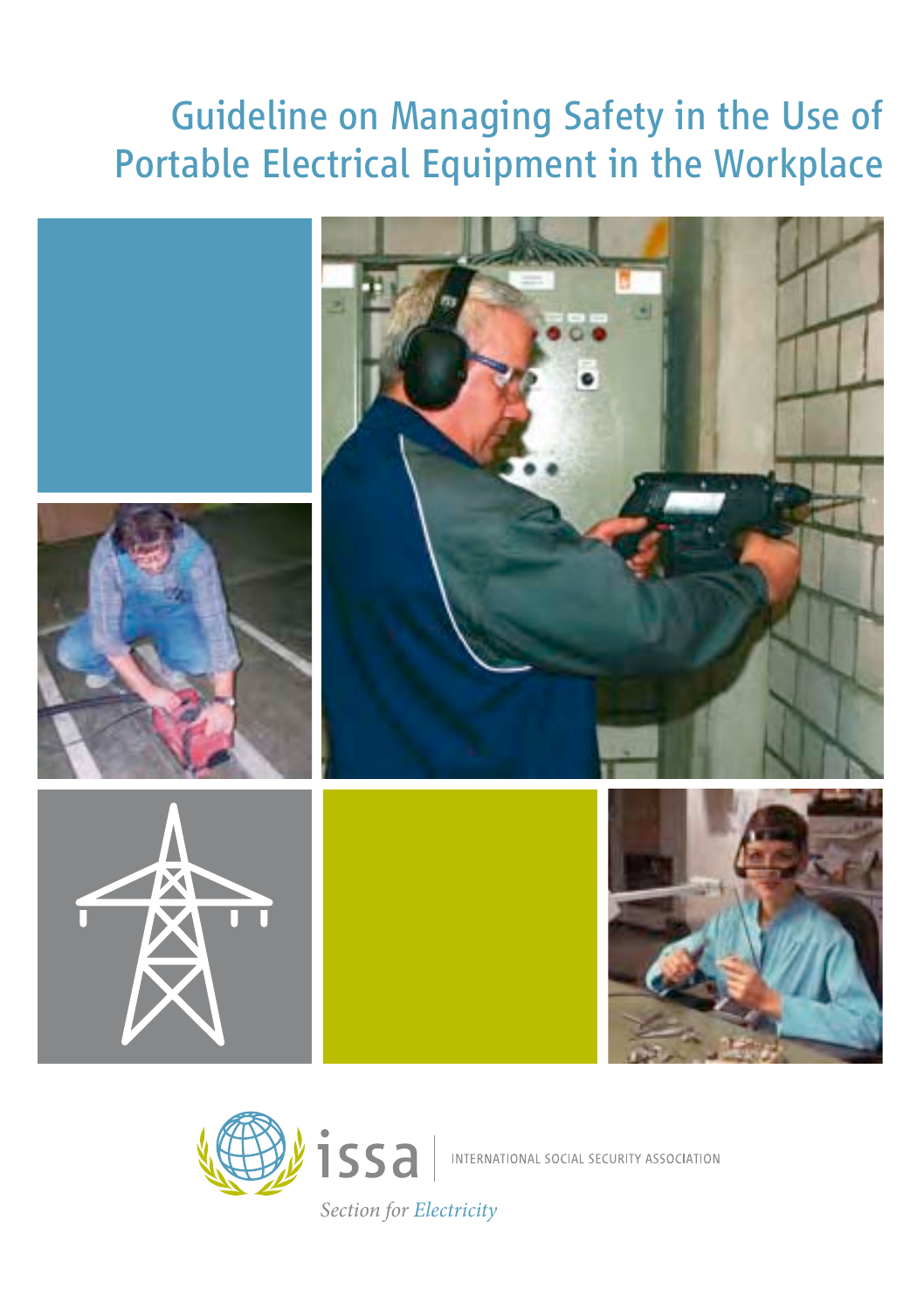# Guideline on Managing Safety in the Use of Portable Electrical Equipment in the Workplace

issa | INTERNATIONAL SOCIAL SECURITY ASSOCIATION

*Section for Electricity*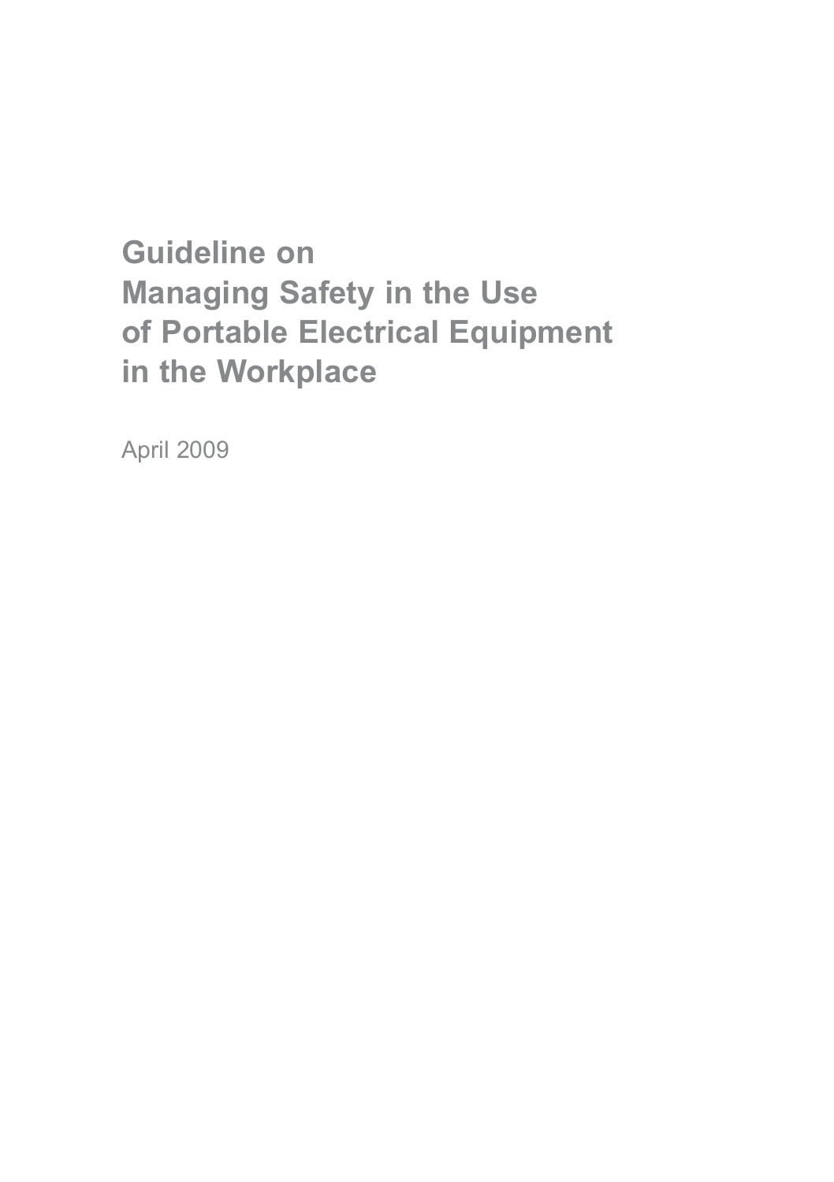# Guideline on Managing Safety in the Use of Portable Electrical Equipment in the Workplace

April 2009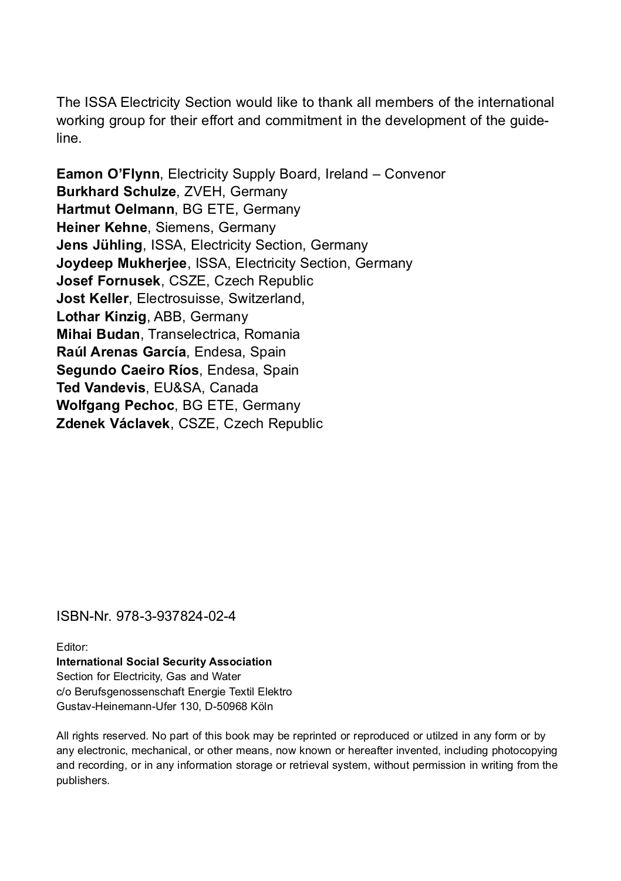The ISSA Electricity Section would like to thank all members of the international working group for their effort and commitment in the development of the guideline.

**Eamon O'Flynn**, Electricity Supply Board, Ireland – Convenor
**Burkhard Schulze**, ZVEH, Germany
**Hartmut Oelmann**, BG ETE, Germany
**Heiner Kehne**, Siemens, Germany
**Jens Jühling**, ISSA, Electricity Section, Germany
**Joydeep Mukherjee**, ISSA, Electricity Section, Germany
**Josef Fornusek**, CSZE, Czech Republic
**Jost Keller**, Electrosuisse, Switzerland,
**Lothar Kinzig**, ABB, Germany
**Mihai Budan**, Transelectrica, Romania
**Raúl Arenas García**, Endesa, Spain
**Segundo Caeiro Ríos**, Endesa, Spain
**Ted Vandevis**, EU&SA, Canada
**Wolfgang Pechoc**, BG ETE, Germany
**Zdenek Václavek**, CSZE, Czech Republic

ISBN-Nr. 978-3-937824-02-4

Editor:
**International Social Security Association**
Section for Electricity, Gas and Water
c/o Berufsgenossenschaft Energie Textil Elektro
Gustav-Heinemann-Ufer 130, D-50968 Köln

All rights reserved. No part of this book may be reprinted or reproduced or utilzed in any form or by any electronic, mechanical, or other means, now known or hereafter invented, including photocopying and recording, or in any information storage or retrieval system, without permission in writing from the publishers.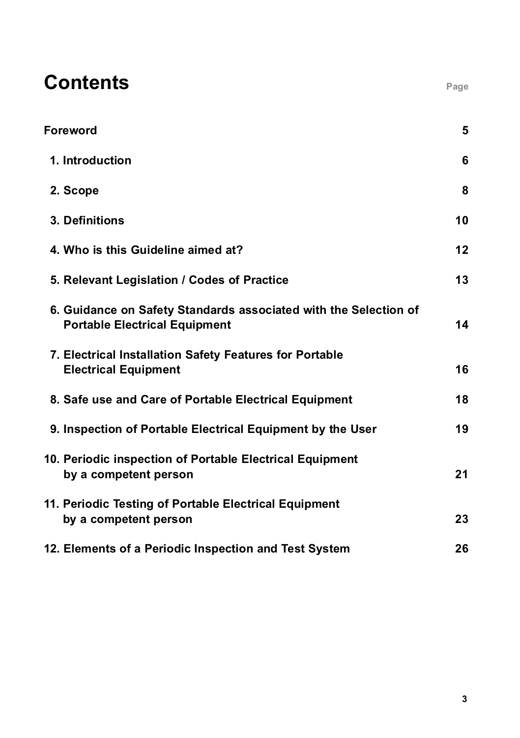# Contents

| | Page |
|---|---|
| **Foreword** | **5** |
| **1. Introduction** | **6** |
| **2. Scope** | **8** |
| **3. Definitions** | **10** |
| **4. Who is this Guideline aimed at?** | **12** |
| **5. Relevant Legislation / Codes of Practice** | **13** |
| **6. Guidance on Safety Standards associated with the Selection of Portable Electrical Equipment** | **14** |
| **7. Electrical Installation Safety Features for Portable Electrical Equipment** | **16** |
| **8. Safe use and Care of Portable Electrical Equipment** | **18** |
| **9. Inspection of Portable Electrical Equipment by the User** | **19** |
| **10. Periodic inspection of Portable Electrical Equipment by a competent person** | **21** |
| **11. Periodic Testing of Portable Electrical Equipment by a competent person** | **23** |
| **12. Elements of a Periodic Inspection and Test System** | **26** |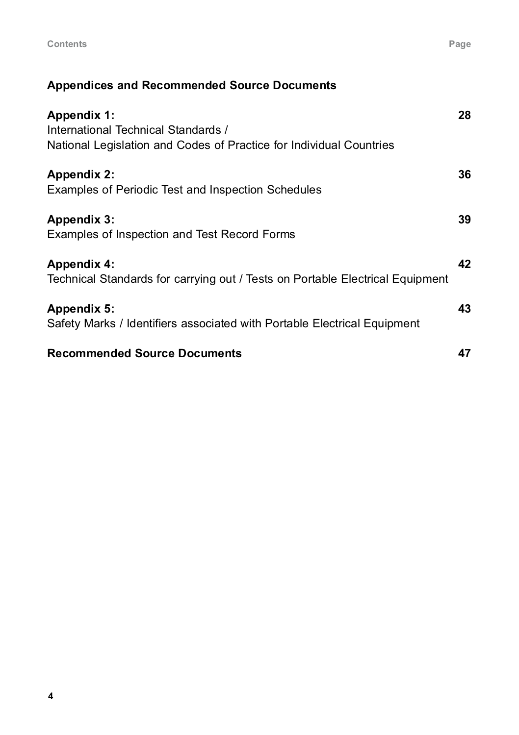| Contents | Page |
|---|---|
| **Appendices and Recommended Source Documents** | |
| **Appendix 1:** International Technical Standards / National Legislation and Codes of Practice for Individual Countries | **28** |
| **Appendix 2:** Examples of Periodic Test and Inspection Schedules | **36** |
| **Appendix 3:** Examples of Inspection and Test Record Forms | **39** |
| **Appendix 4:** Technical Standards for carrying out / Tests on Portable Electrical Equipment | **42** |
| **Appendix 5:** Safety Marks / Identifiers associated with Portable Electrical Equipment | **43** |
| **Recommended Source Documents** | **47** |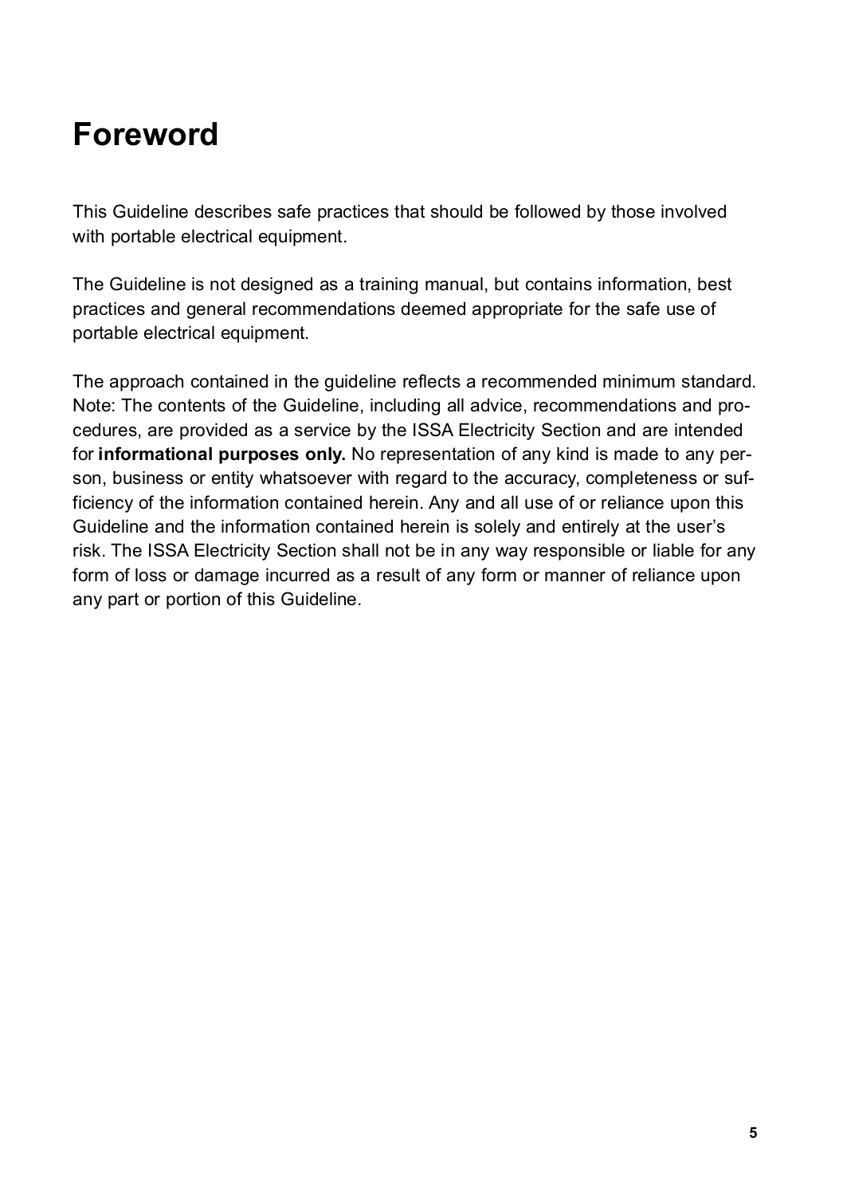# Foreword

This Guideline describes safe practices that should be followed by those involved with portable electrical equipment.

The Guideline is not designed as a training manual, but contains information, best practices and general recommendations deemed appropriate for the safe use of portable electrical equipment.

The approach contained in the guideline reflects a recommended minimum standard. Note: The contents of the Guideline, including all advice, recommendations and procedures, are provided as a service by the ISSA Electricity Section and are intended for **informational purposes only.** No representation of any kind is made to any person, business or entity whatsoever with regard to the accuracy, completeness or sufficiency of the information contained herein. Any and all use of or reliance upon this Guideline and the information contained herein is solely and entirely at the user's risk. The ISSA Electricity Section shall not be in any way responsible or liable for any form of loss or damage incurred as a result of any form or manner of reliance upon any part or portion of this Guideline.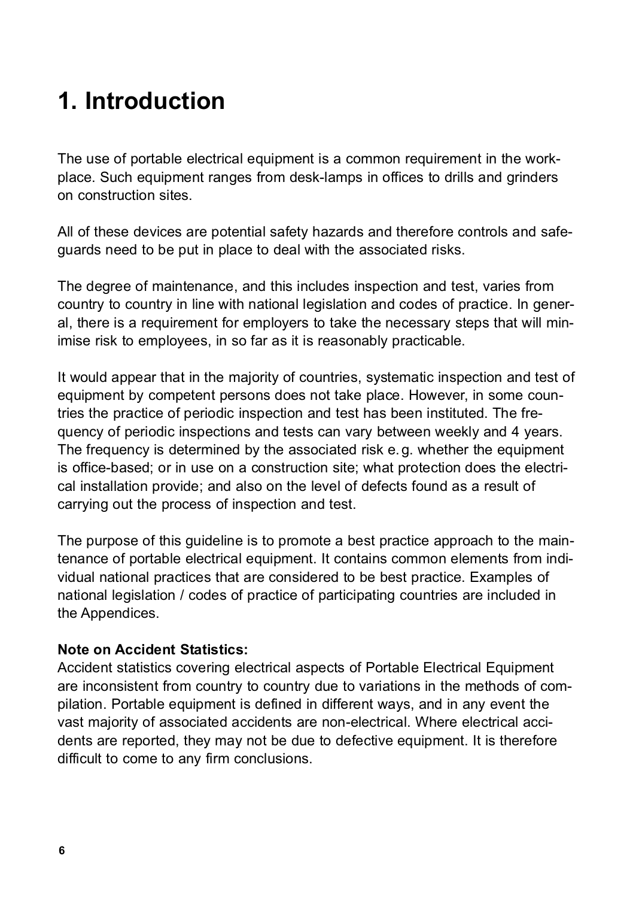# 1. Introduction

The use of portable electrical equipment is a common requirement in the workplace. Such equipment ranges from desk-lamps in offices to drills and grinders on construction sites.

All of these devices are potential safety hazards and therefore controls and safeguards need to be put in place to deal with the associated risks.

The degree of maintenance, and this includes inspection and test, varies from country to country in line with national legislation and codes of practice. In general, there is a requirement for employers to take the necessary steps that will minimise risk to employees, in so far as it is reasonably practicable.

It would appear that in the majority of countries, systematic inspection and test of equipment by competent persons does not take place. However, in some countries the practice of periodic inspection and test has been instituted. The frequency of periodic inspections and tests can vary between weekly and 4 years. The frequency is determined by the associated risk e. g. whether the equipment is office-based; or in use on a construction site; what protection does the electrical installation provide; and also on the level of defects found as a result of carrying out the process of inspection and test.

The purpose of this guideline is to promote a best practice approach to the maintenance of portable electrical equipment. It contains common elements from individual national practices that are considered to be best practice. Examples of national legislation / codes of practice of participating countries are included in the Appendices.

**Note on Accident Statistics:**
Accident statistics covering electrical aspects of Portable Electrical Equipment are inconsistent from country to country due to variations in the methods of compilation. Portable equipment is defined in different ways, and in any event the vast majority of associated accidents are non-electrical. Where electrical accidents are reported, they may not be due to defective equipment. It is therefore difficult to come to any firm conclusions.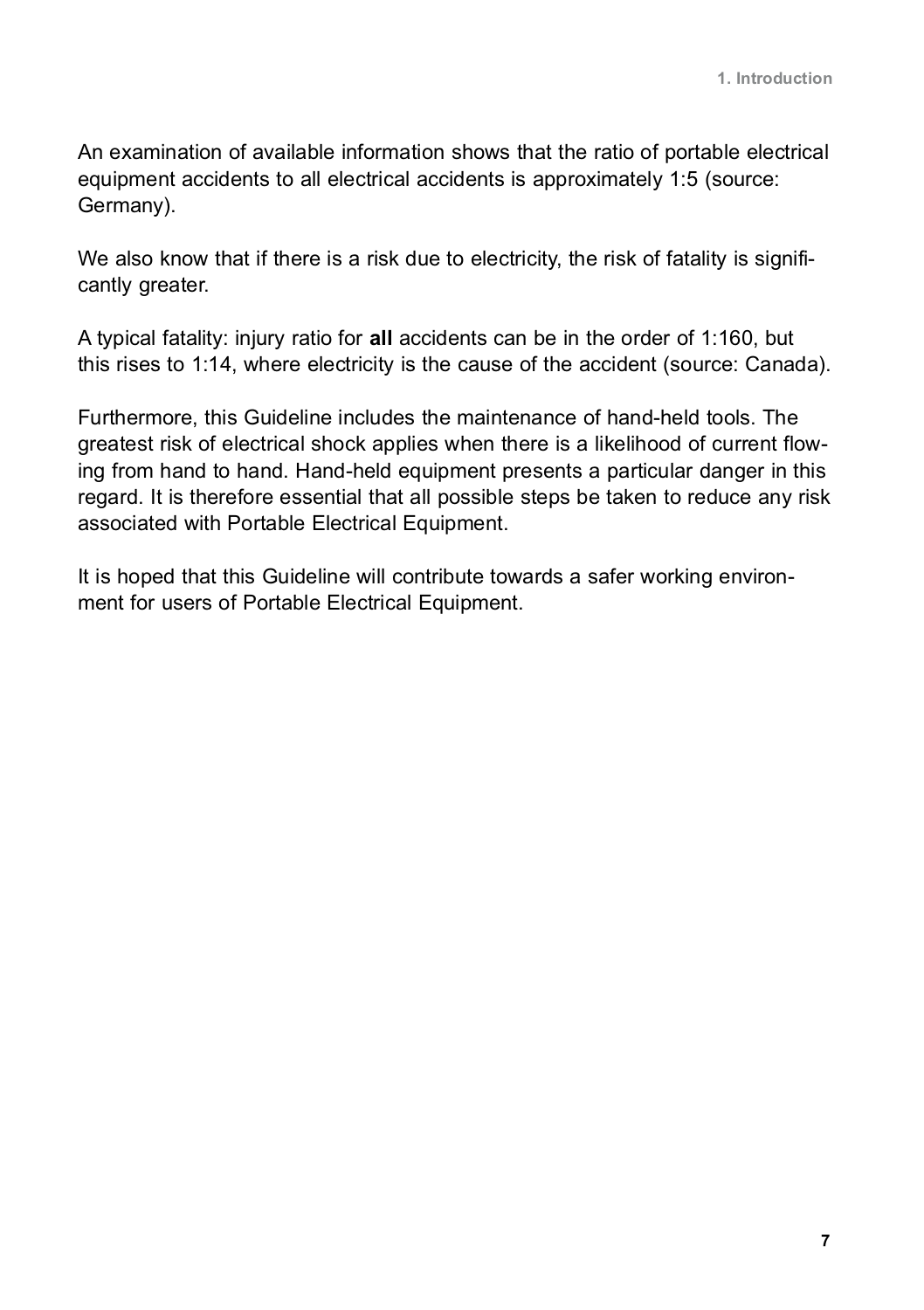An examination of available information shows that the ratio of portable electrical equipment accidents to all electrical accidents is approximately 1:5 (source: Germany).

We also know that if there is a risk due to electricity, the risk of fatality is significantly greater.

A typical fatality: injury ratio for **all** accidents can be in the order of 1:160, but this rises to 1:14, where electricity is the cause of the accident (source: Canada).

Furthermore, this Guideline includes the maintenance of hand-held tools. The greatest risk of electrical shock applies when there is a likelihood of current flowing from hand to hand. Hand-held equipment presents a particular danger in this regard. It is therefore essential that all possible steps be taken to reduce any risk associated with Portable Electrical Equipment.

It is hoped that this Guideline will contribute towards a safer working environment for users of Portable Electrical Equipment.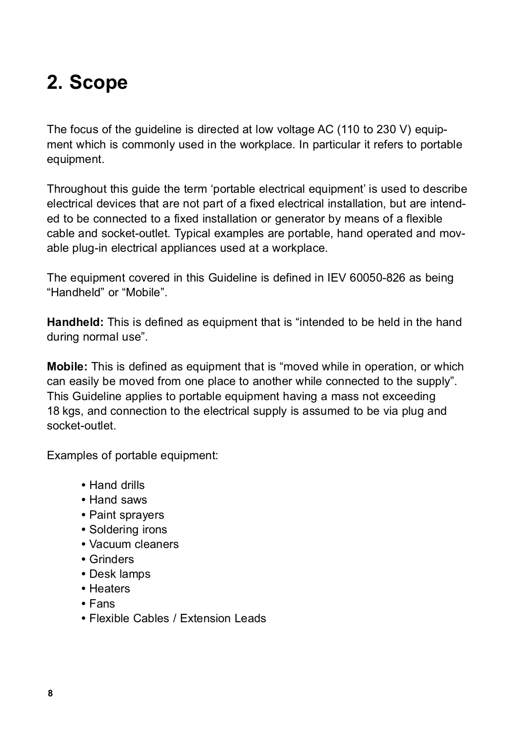# 2. Scope

The focus of the guideline is directed at low voltage AC (110 to 230 V) equipment which is commonly used in the workplace. In particular it refers to portable equipment.

Throughout this guide the term ‘portable electrical equipment’ is used to describe electrical devices that are not part of a fixed electrical installation, but are intended to be connected to a fixed installation or generator by means of a flexible cable and socket-outlet. Typical examples are portable, hand operated and movable plug-in electrical appliances used at a workplace.

The equipment covered in this Guideline is defined in IEV 60050-826 as being “Handheld” or “Mobile”.

**Handheld:** This is defined as equipment that is “intended to be held in the hand during normal use”.

**Mobile:** This is defined as equipment that is “moved while in operation, or which can easily be moved from one place to another while connected to the supply”. This Guideline applies to portable equipment having a mass not exceeding 18 kgs, and connection to the electrical supply is assumed to be via plug and socket-outlet.

Examples of portable equipment:

- Hand drills
- Hand saws
- Paint sprayers
- Soldering irons
- Vacuum cleaners
- Grinders
- Desk lamps
- Heaters
- Fans
- Flexible Cables / Extension Leads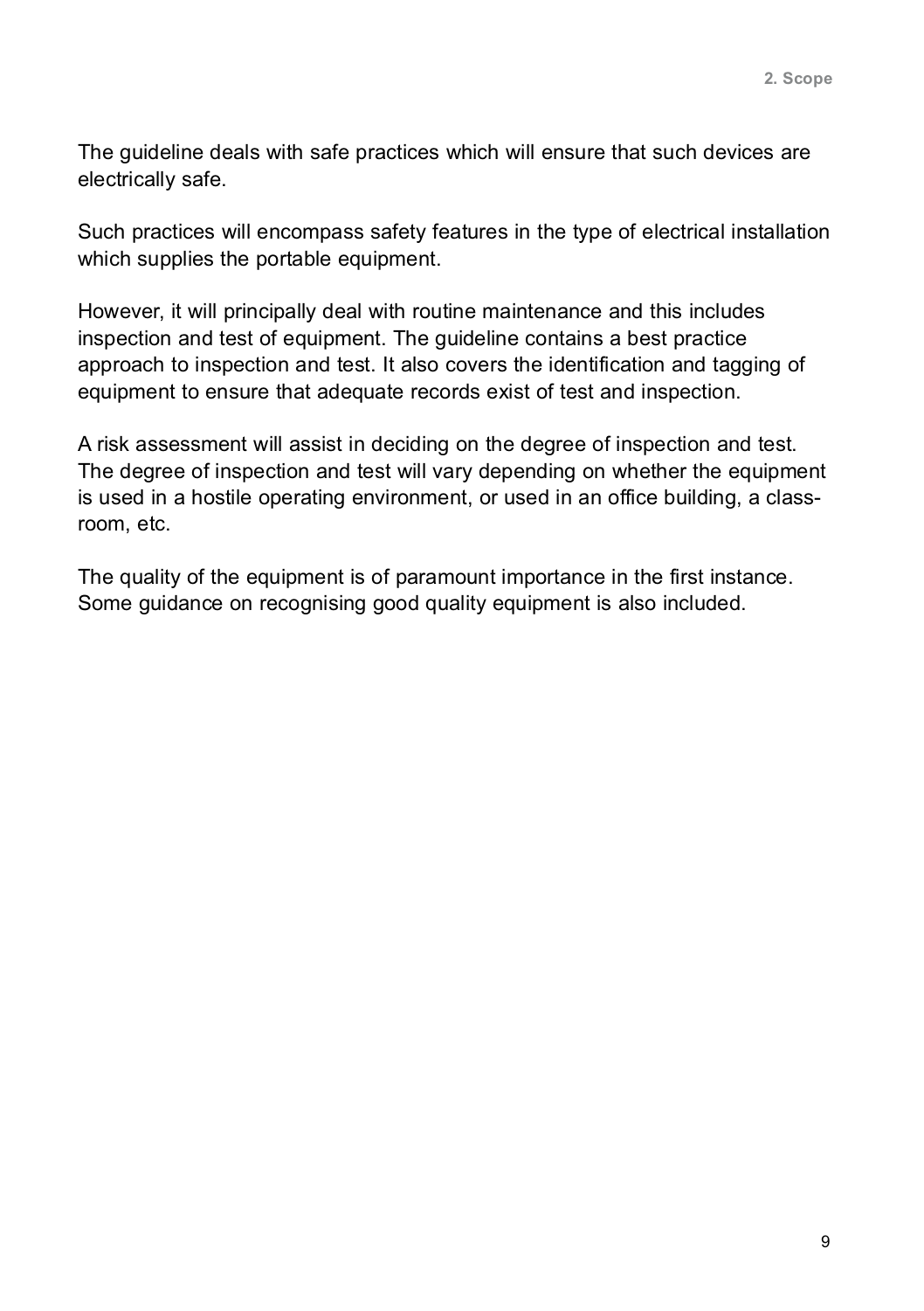The guideline deals with safe practices which will ensure that such devices are electrically safe.

Such practices will encompass safety features in the type of electrical installation which supplies the portable equipment.

However, it will principally deal with routine maintenance and this includes inspection and test of equipment. The guideline contains a best practice approach to inspection and test. It also covers the identification and tagging of equipment to ensure that adequate records exist of test and inspection.

A risk assessment will assist in deciding on the degree of inspection and test. The degree of inspection and test will vary depending on whether the equipment is used in a hostile operating environment, or used in an office building, a classroom, etc.

The quality of the equipment is of paramount importance in the first instance. Some guidance on recognising good quality equipment is also included.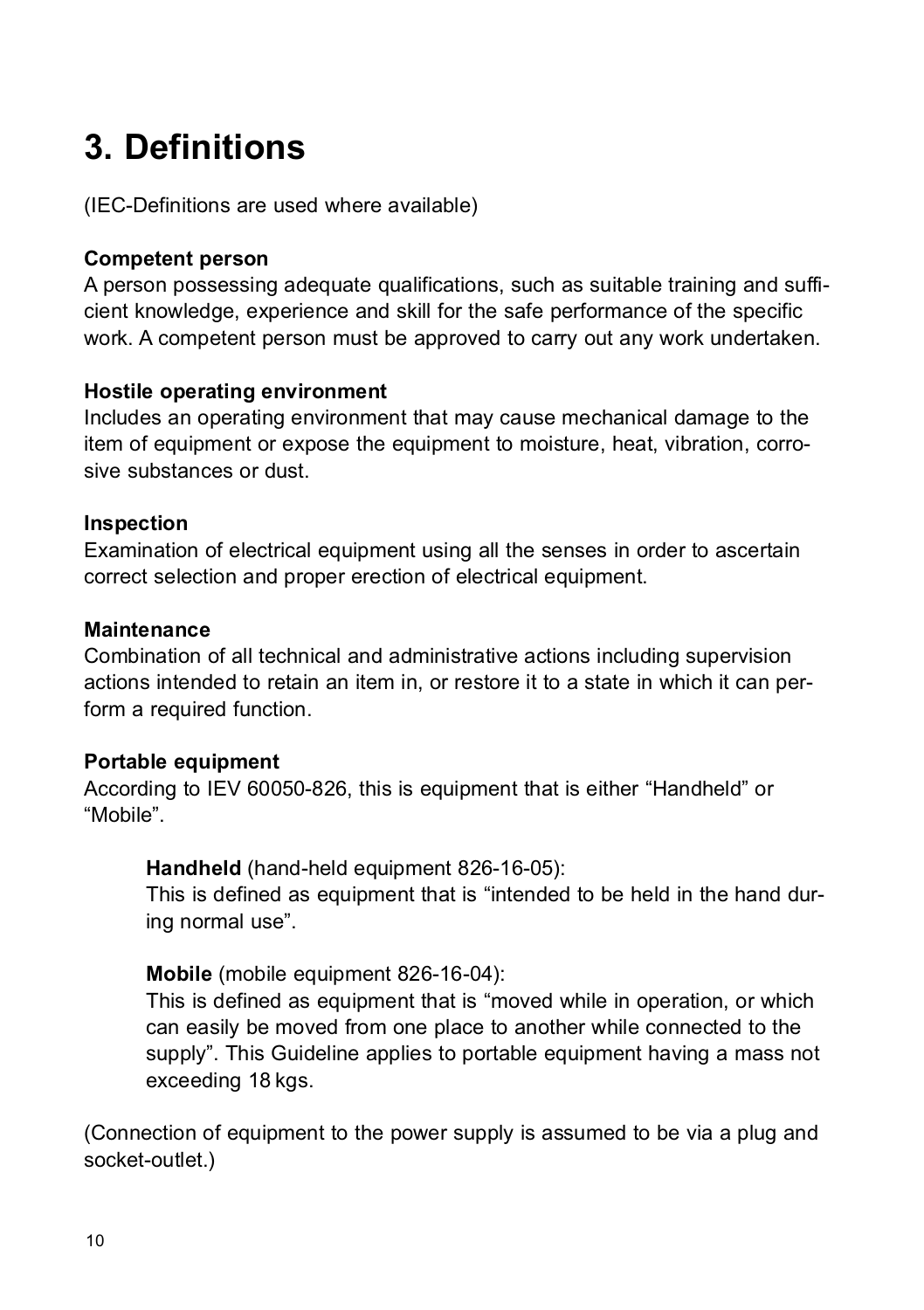# 3. Definitions

(IEC-Definitions are used where available)

**Competent person**
A person possessing adequate qualifications, such as suitable training and sufficient knowledge, experience and skill for the safe performance of the specific work. A competent person must be approved to carry out any work undertaken.

**Hostile operating environment**
Includes an operating environment that may cause mechanical damage to the item of equipment or expose the equipment to moisture, heat, vibration, corrosive substances or dust.

**Inspection**
Examination of electrical equipment using all the senses in order to ascertain correct selection and proper erection of electrical equipment.

**Maintenance**
Combination of all technical and administrative actions including supervision actions intended to retain an item in, or restore it to a state in which it can perform a required function.

**Portable equipment**
According to IEV 60050-826, this is equipment that is either "Handheld" or "Mobile".

> **Handheld** (hand-held equipment 826-16-05):
> This is defined as equipment that is "intended to be held in the hand during normal use".
>
> **Mobile** (mobile equipment 826-16-04):
> This is defined as equipment that is "moved while in operation, or which can easily be moved from one place to another while connected to the supply". This Guideline applies to portable equipment having a mass not exceeding 18 kgs.

(Connection of equipment to the power supply is assumed to be via a plug and socket-outlet.)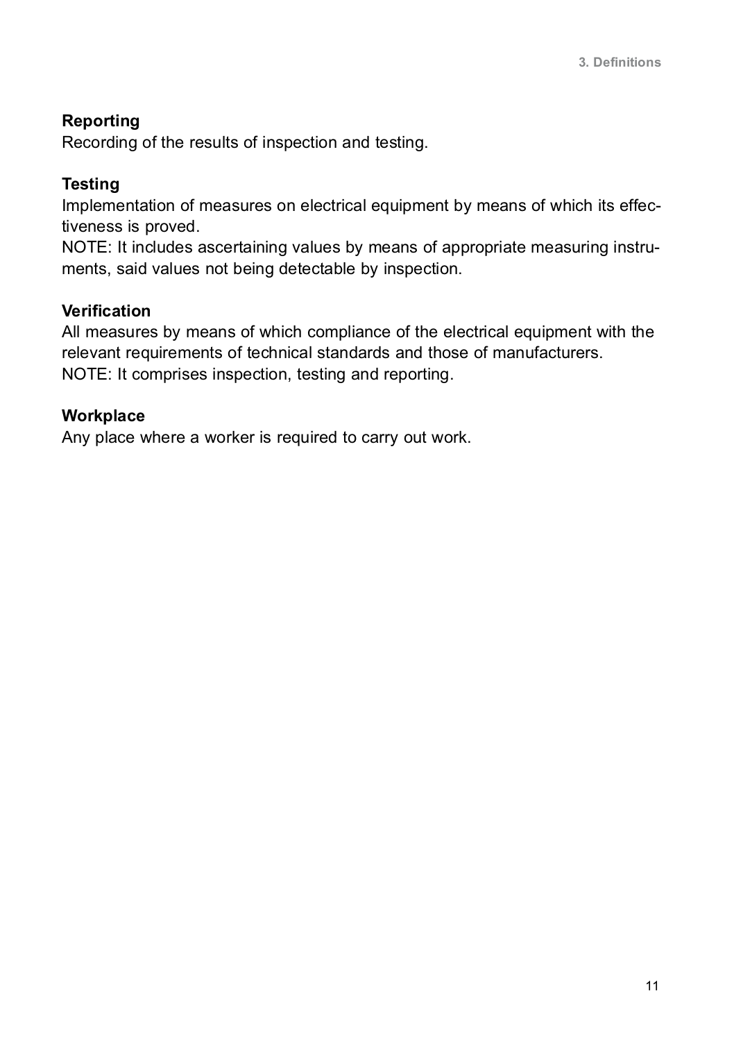**Reporting**
Recording of the results of inspection and testing.

**Testing**
Implementation of measures on electrical equipment by means of which its effectiveness is proved.
NOTE: It includes ascertaining values by means of appropriate measuring instruments, said values not being detectable by inspection.

**Verification**
All measures by means of which compliance of the electrical equipment with the relevant requirements of technical standards and those of manufacturers.
NOTE: It comprises inspection, testing and reporting.

**Workplace**
Any place where a worker is required to carry out work.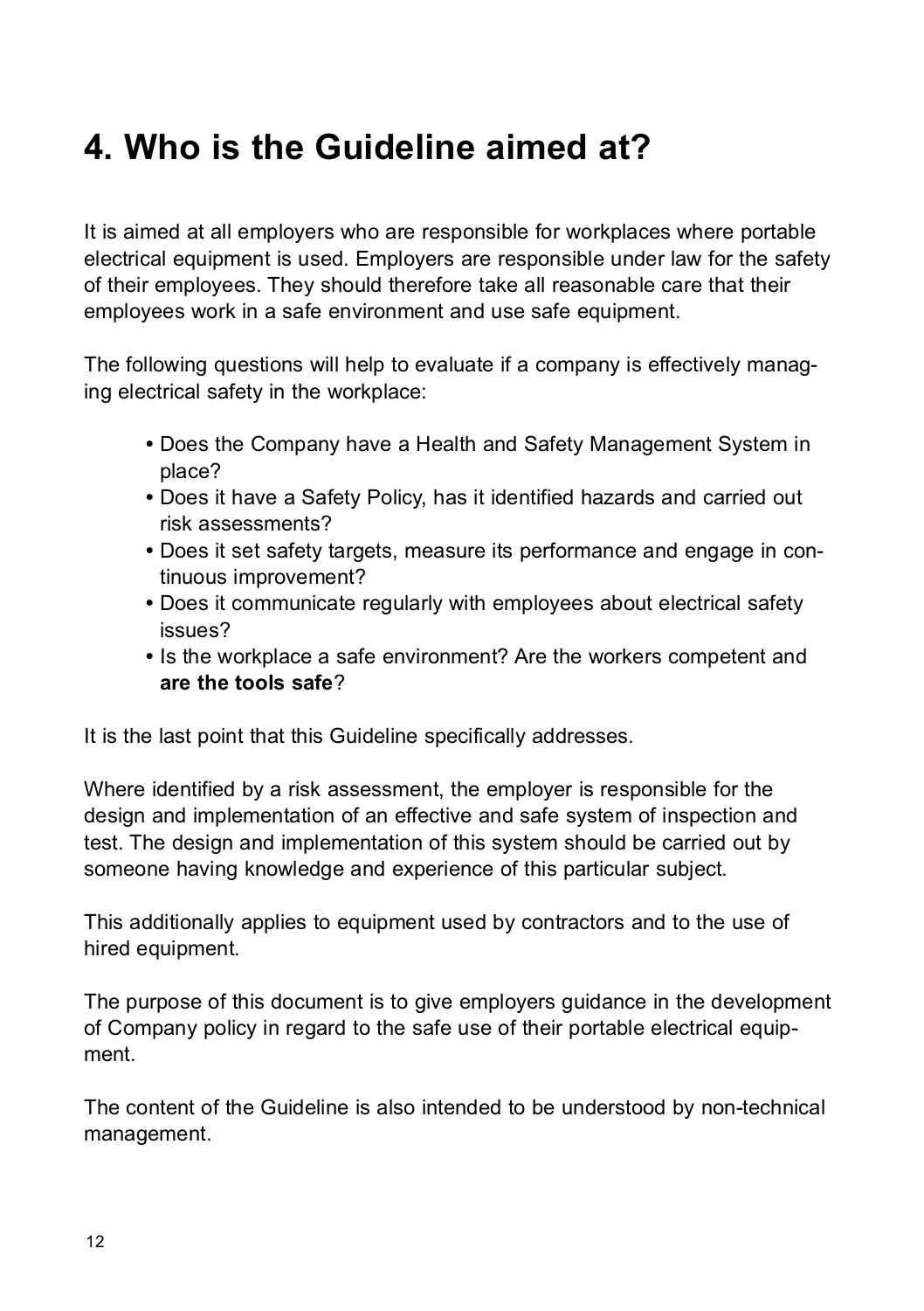# 4. Who is the Guideline aimed at?

It is aimed at all employers who are responsible for workplaces where portable electrical equipment is used. Employers are responsible under law for the safety of their employees. They should therefore take all reasonable care that their employees work in a safe environment and use safe equipment.

The following questions will help to evaluate if a company is effectively managing electrical safety in the workplace:

- Does the Company have a Health and Safety Management System in place?
- Does it have a Safety Policy, has it identified hazards and carried out risk assessments?
- Does it set safety targets, measure its performance and engage in continuous improvement?
- Does it communicate regularly with employees about electrical safety issues?
- Is the workplace a safe environment? Are the workers competent and **are the tools safe**?

It is the last point that this Guideline specifically addresses.

Where identified by a risk assessment, the employer is responsible for the design and implementation of an effective and safe system of inspection and test. The design and implementation of this system should be carried out by someone having knowledge and experience of this particular subject.

This additionally applies to equipment used by contractors and to the use of hired equipment.

The purpose of this document is to give employers guidance in the development of Company policy in regard to the safe use of their portable electrical equipment.

The content of the Guideline is also intended to be understood by non-technical management.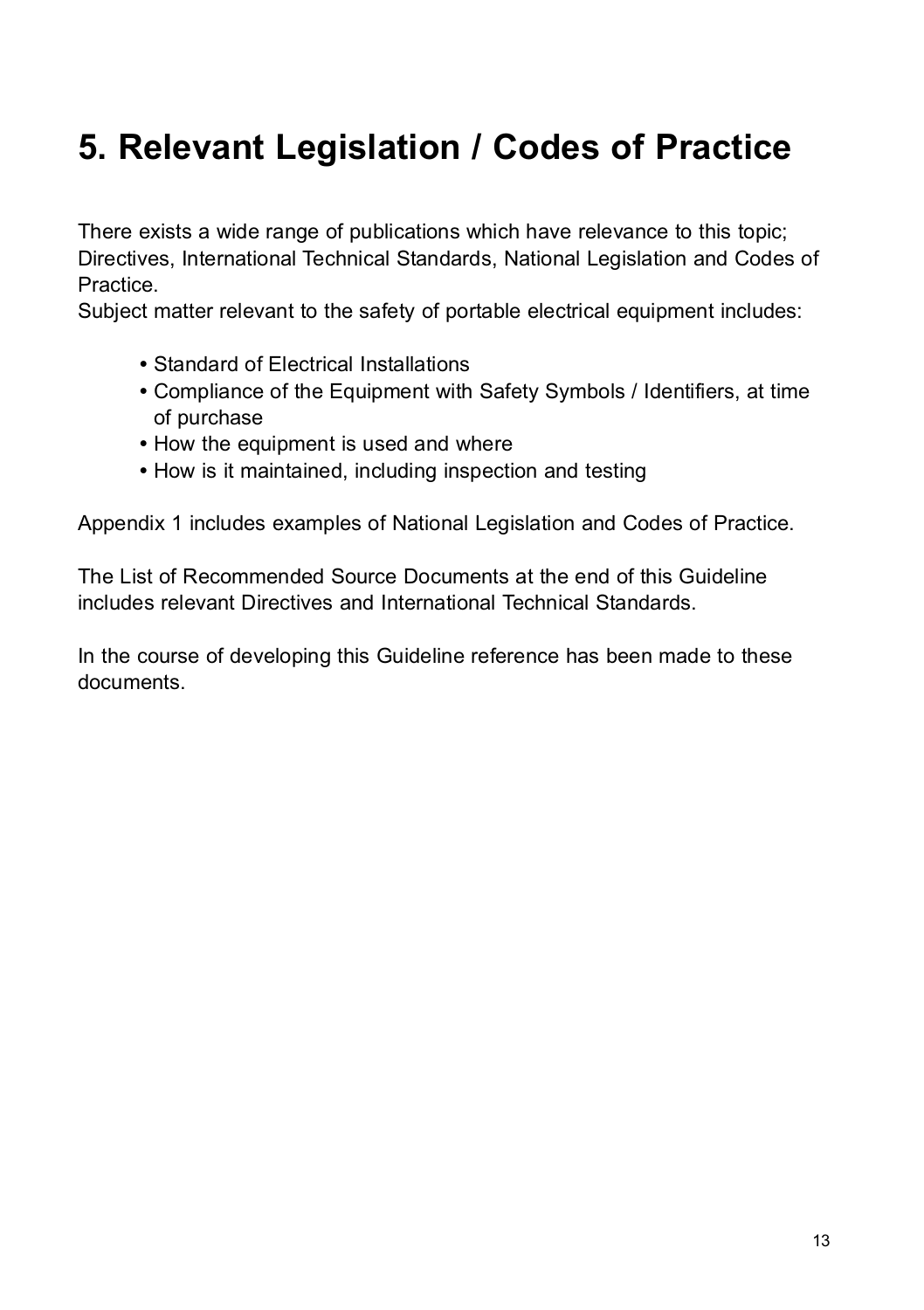# 5. Relevant Legislation / Codes of Practice

There exists a wide range of publications which have relevance to this topic; Directives, International Technical Standards, National Legislation and Codes of Practice.
Subject matter relevant to the safety of portable electrical equipment includes:

- Standard of Electrical Installations
- Compliance of the Equipment with Safety Symbols / Identifiers, at time of purchase
- How the equipment is used and where
- How is it maintained, including inspection and testing

Appendix 1 includes examples of National Legislation and Codes of Practice.

The List of Recommended Source Documents at the end of this Guideline includes relevant Directives and International Technical Standards.

In the course of developing this Guideline reference has been made to these documents.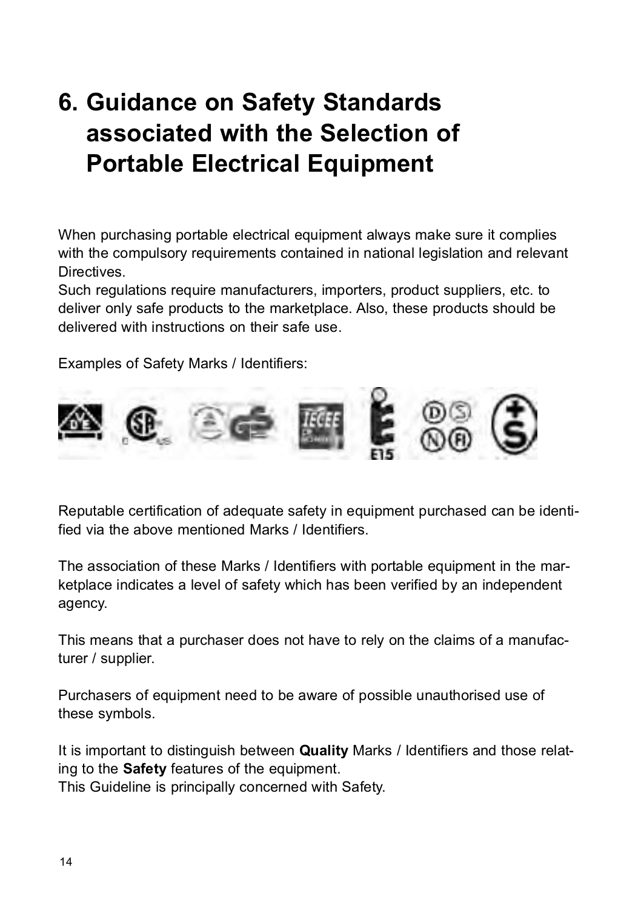# 6. Guidance on Safety Standards associated with the Selection of Portable Electrical Equipment

When purchasing portable electrical equipment always make sure it complies with the compulsory requirements contained in national legislation and relevant Directives.
Such regulations require manufacturers, importers, product suppliers, etc. to deliver only safe products to the marketplace. Also, these products should be delivered with instructions on their safe use.

Examples of Safety Marks / Identifiers:

Reputable certification of adequate safety in equipment purchased can be identified via the above mentioned Marks / Identifiers.

The association of these Marks / Identifiers with portable equipment in the marketplace indicates a level of safety which has been verified by an independent agency.

This means that a purchaser does not have to rely on the claims of a manufacturer / supplier.

Purchasers of equipment need to be aware of possible unauthorised use of these symbols.

It is important to distinguish between **Quality** Marks / Identifiers and those relating to the **Safety** features of the equipment.
This Guideline is principally concerned with Safety.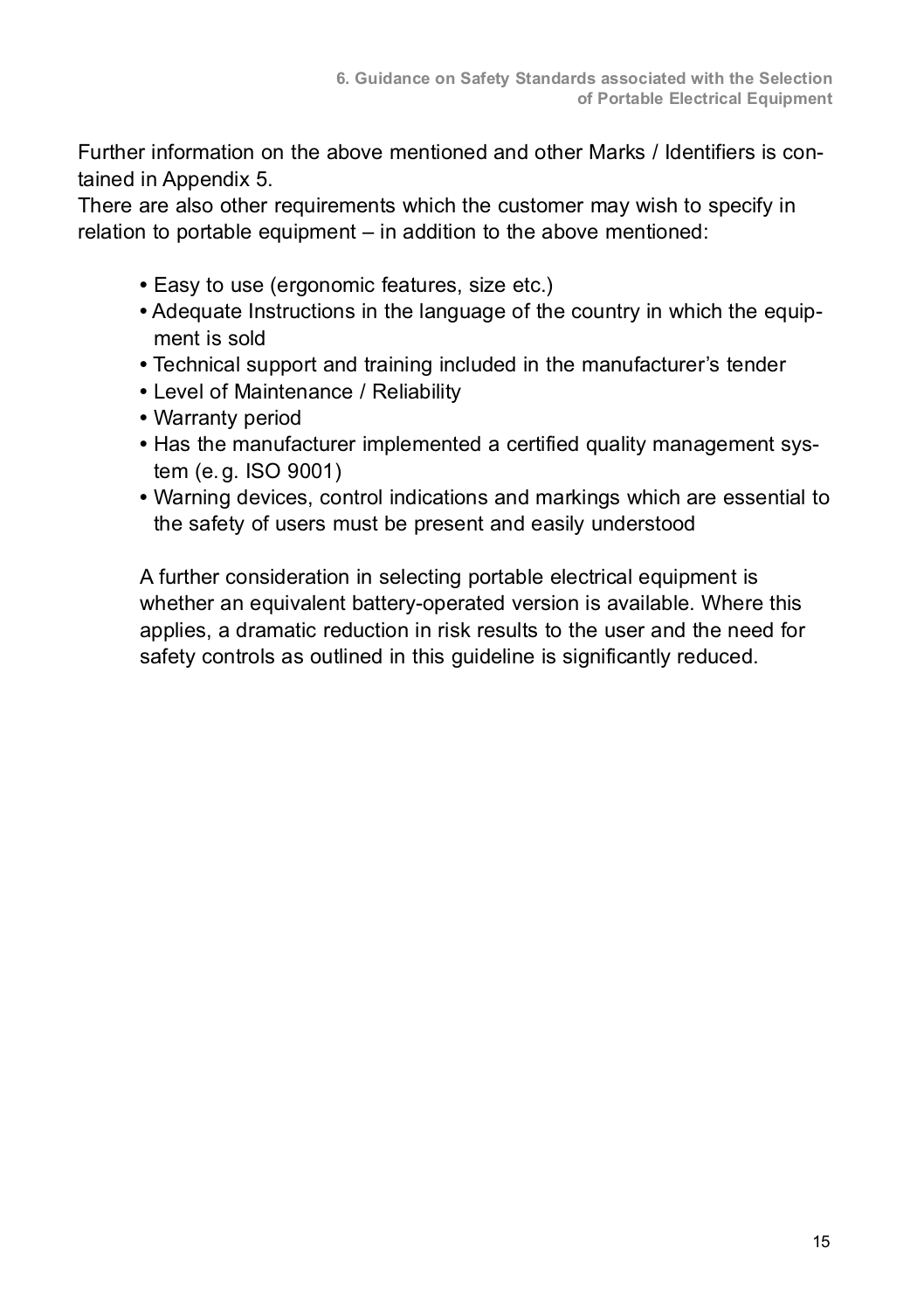Further information on the above mentioned and other Marks / Identifiers is contained in Appendix 5.

There are also other requirements which the customer may wish to specify in relation to portable equipment – in addition to the above mentioned:

- Easy to use (ergonomic features, size etc.)
- Adequate Instructions in the language of the country in which the equipment is sold
- Technical support and training included in the manufacturer's tender
- Level of Maintenance / Reliability
- Warranty period
- Has the manufacturer implemented a certified quality management system (e. g. ISO 9001)
- Warning devices, control indications and markings which are essential to the safety of users must be present and easily understood

A further consideration in selecting portable electrical equipment is whether an equivalent battery-operated version is available. Where this applies, a dramatic reduction in risk results to the user and the need for safety controls as outlined in this guideline is significantly reduced.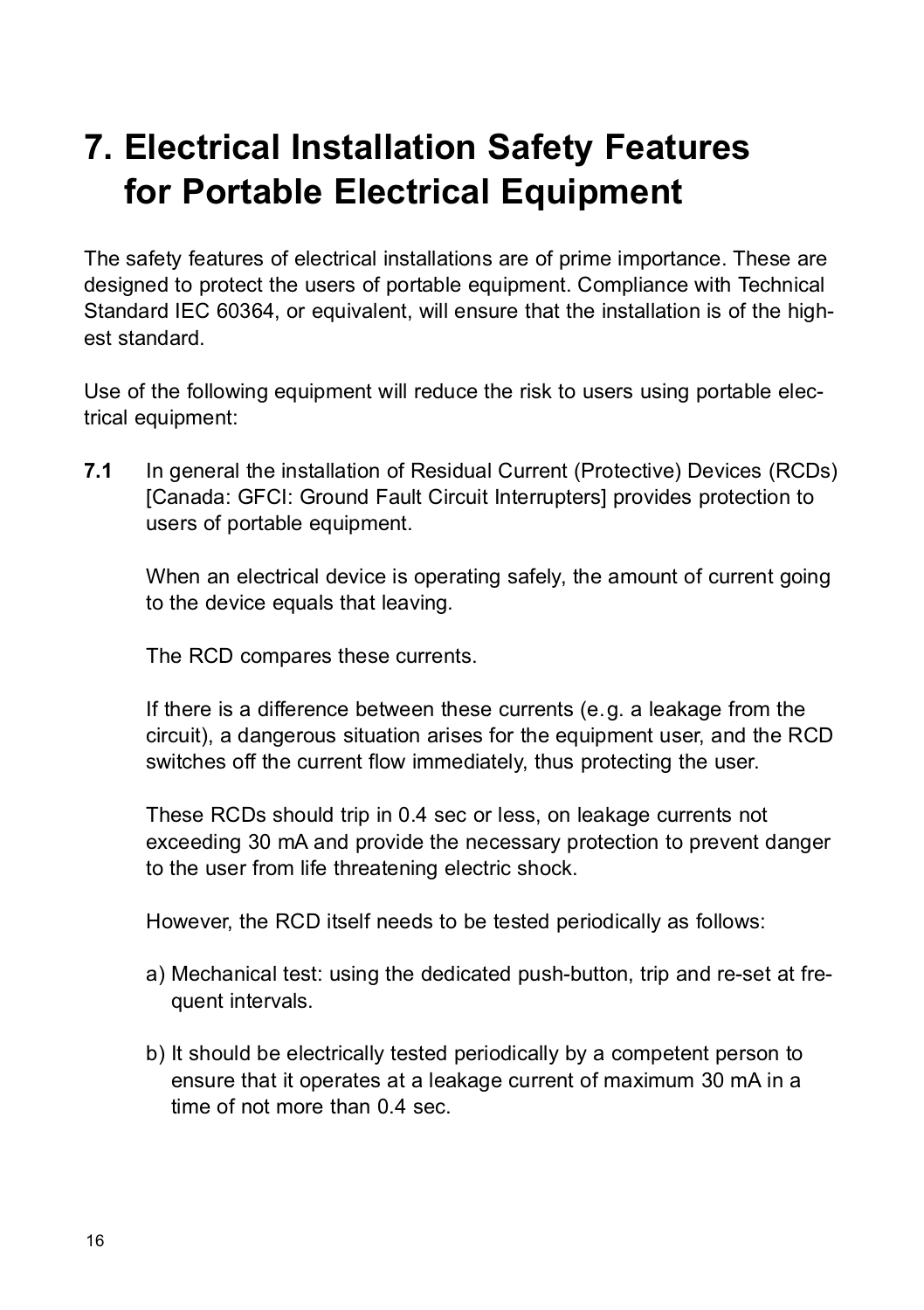# 7. Electrical Installation Safety Features for Portable Electrical Equipment

The safety features of electrical installations are of prime importance. These are designed to protect the users of portable equipment. Compliance with Technical Standard IEC 60364, or equivalent, will ensure that the installation is of the highest standard.

Use of the following equipment will reduce the risk to users using portable electrical equipment:

**7.1** In general the installation of Residual Current (Protective) Devices (RCDs) [Canada: GFCI: Ground Fault Circuit Interrupters] provides protection to users of portable equipment.

When an electrical device is operating safely, the amount of current going to the device equals that leaving.

The RCD compares these currents.

If there is a difference between these currents (e.g. a leakage from the circuit), a dangerous situation arises for the equipment user, and the RCD switches off the current flow immediately, thus protecting the user.

These RCDs should trip in 0.4 sec or less, on leakage currents not exceeding 30 mA and provide the necessary protection to prevent danger to the user from life threatening electric shock.

However, the RCD itself needs to be tested periodically as follows:

a) Mechanical test: using the dedicated push-button, trip and re-set at frequent intervals.

b) It should be electrically tested periodically by a competent person to ensure that it operates at a leakage current of maximum 30 mA in a time of not more than 0.4 sec.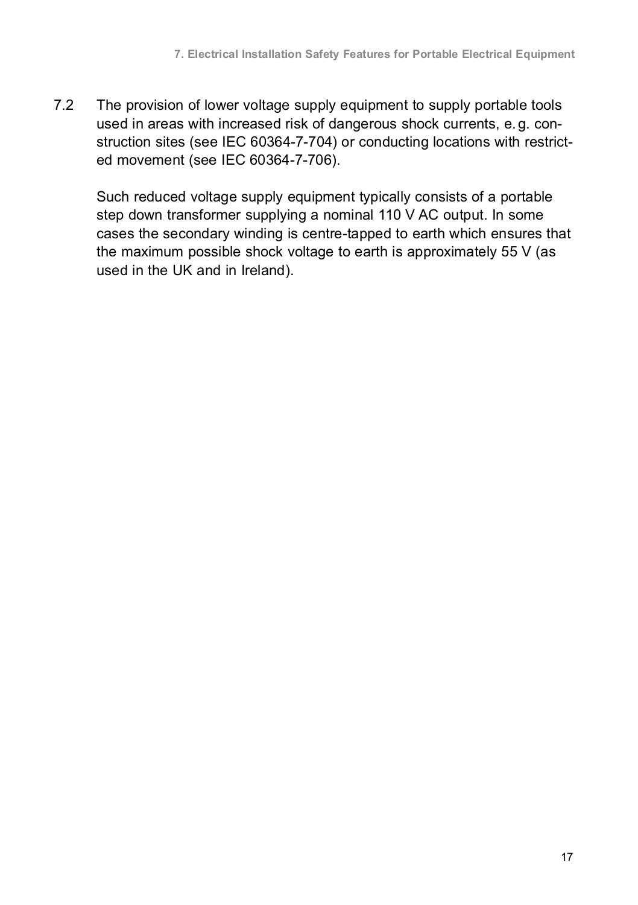7.2 The provision of lower voltage supply equipment to supply portable tools used in areas with increased risk of dangerous shock currents, e. g. construction sites (see IEC 60364-7-704) or conducting locations with restricted movement (see IEC 60364-7-706).

Such reduced voltage supply equipment typically consists of a portable step down transformer supplying a nominal 110 V AC output. In some cases the secondary winding is centre-tapped to earth which ensures that the maximum possible shock voltage to earth is approximately 55 V (as used in the UK and in Ireland).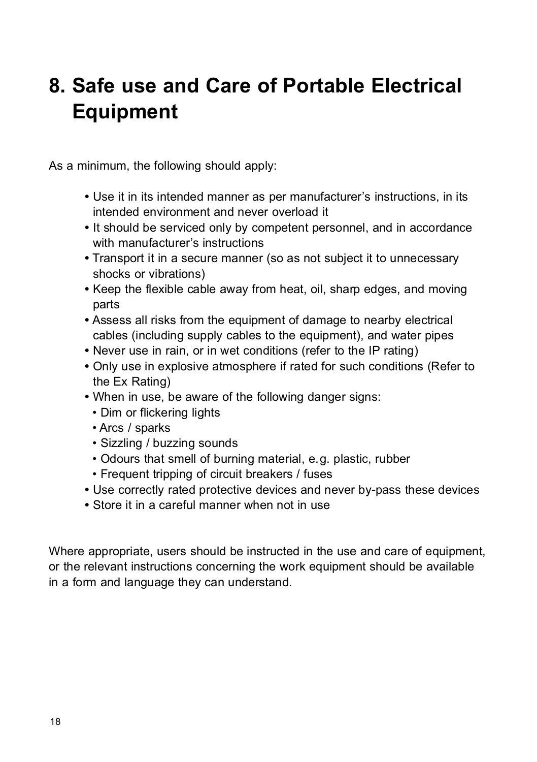# 8. Safe use and Care of Portable Electrical Equipment

As a minimum, the following should apply:

- Use it in its intended manner as per manufacturer's instructions, in its intended environment and never overload it
- It should be serviced only by competent personnel, and in accordance with manufacturer's instructions
- Transport it in a secure manner (so as not subject it to unnecessary shocks or vibrations)
- Keep the flexible cable away from heat, oil, sharp edges, and moving parts
- Assess all risks from the equipment of damage to nearby electrical cables (including supply cables to the equipment), and water pipes
- Never use in rain, or in wet conditions (refer to the IP rating)
- Only use in explosive atmosphere if rated for such conditions (Refer to the Ex Rating)
- When in use, be aware of the following danger signs:
  - Dim or flickering lights
  - Arcs / sparks
  - Sizzling / buzzing sounds
  - Odours that smell of burning material, e.g. plastic, rubber
  - Frequent tripping of circuit breakers / fuses
- Use correctly rated protective devices and never by-pass these devices
- Store it in a careful manner when not in use

Where appropriate, users should be instructed in the use and care of equipment, or the relevant instructions concerning the work equipment should be available in a form and language they can understand.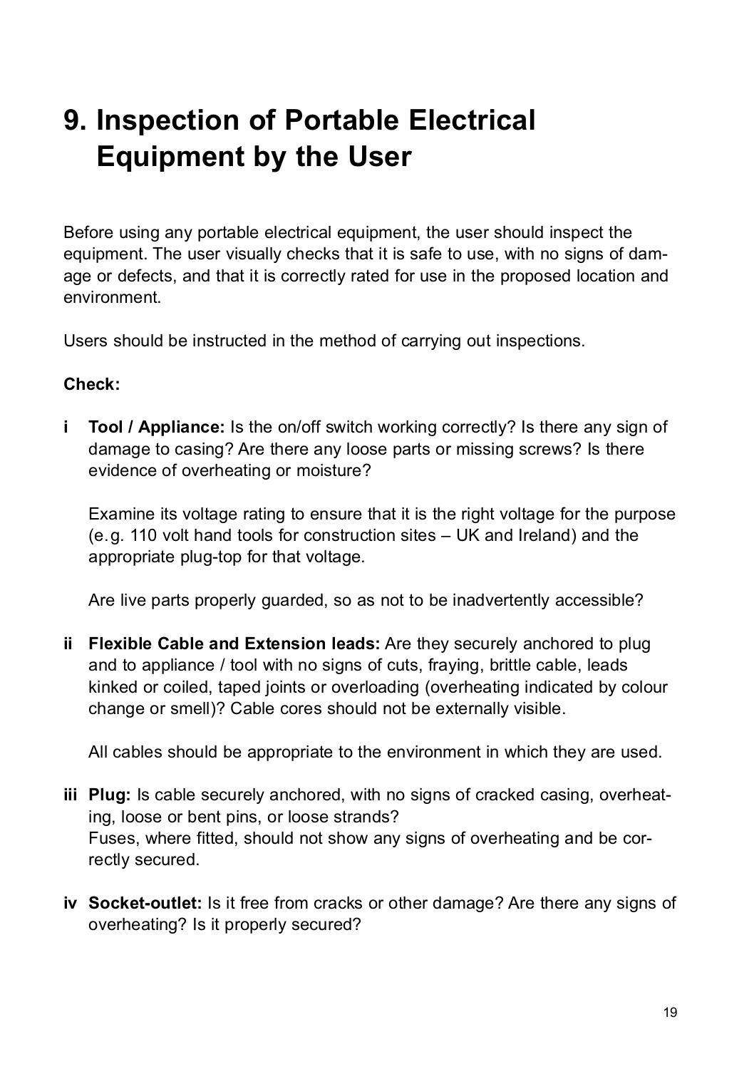# 9. Inspection of Portable Electrical Equipment by the User

Before using any portable electrical equipment, the user should inspect the equipment. The user visually checks that it is safe to use, with no signs of damage or defects, and that it is correctly rated for use in the proposed location and environment.

Users should be instructed in the method of carrying out inspections.

**Check:**

**i** **Tool / Appliance:** Is the on/off switch working correctly? Is there any sign of damage to casing? Are there any loose parts or missing screws? Is there evidence of overheating or moisture?

Examine its voltage rating to ensure that it is the right voltage for the purpose (e.g. 110 volt hand tools for construction sites – UK and Ireland) and the appropriate plug-top for that voltage.

Are live parts properly guarded, so as not to be inadvertently accessible?

**ii** **Flexible Cable and Extension leads:** Are they securely anchored to plug and to appliance / tool with no signs of cuts, fraying, brittle cable, leads kinked or coiled, taped joints or overloading (overheating indicated by colour change or smell)? Cable cores should not be externally visible.

All cables should be appropriate to the environment in which they are used.

**iii** **Plug:** Is cable securely anchored, with no signs of cracked casing, overheating, loose or bent pins, or loose strands?
Fuses, where fitted, should not show any signs of overheating and be correctly secured.

**iv** **Socket-outlet:** Is it free from cracks or other damage? Are there any signs of overheating? Is it properly secured?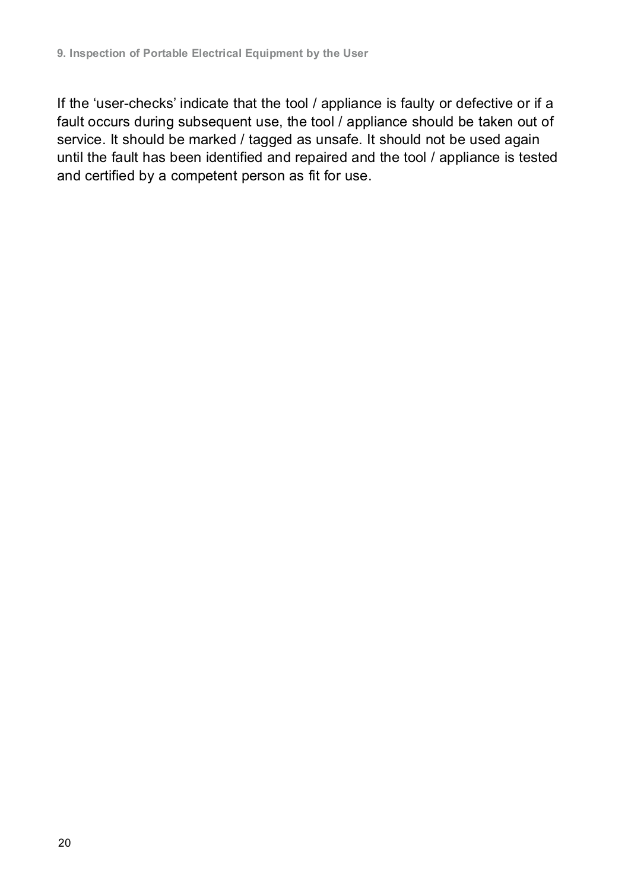If the 'user-checks' indicate that the tool / appliance is faulty or defective or if a fault occurs during subsequent use, the tool / appliance should be taken out of service. It should be marked / tagged as unsafe. It should not be used again until the fault has been identified and repaired and the tool / appliance is tested and certified by a competent person as fit for use.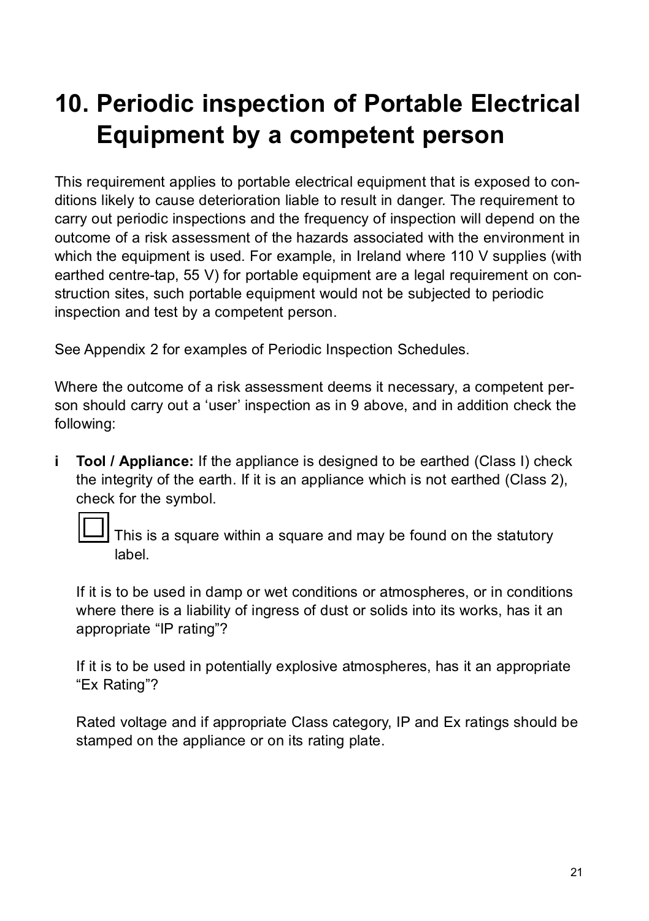# 10. Periodic inspection of Portable Electrical Equipment by a competent person

This requirement applies to portable electrical equipment that is exposed to conditions likely to cause deterioration liable to result in danger. The requirement to carry out periodic inspections and the frequency of inspection will depend on the outcome of a risk assessment of the hazards associated with the environment in which the equipment is used. For example, in Ireland where 110 V supplies (with earthed centre-tap, 55 V) for portable equipment are a legal requirement on construction sites, such portable equipment would not be subjected to periodic inspection and test by a competent person.

See Appendix 2 for examples of Periodic Inspection Schedules.

Where the outcome of a risk assessment deems it necessary, a competent person should carry out a 'user' inspection as in 9 above, and in addition check the following:

**i Tool / Appliance:** If the appliance is designed to be earthed (Class I) check the integrity of the earth. If it is an appliance which is not earthed (Class 2), check for the symbol.

⧈ This is a square within a square and may be found on the statutory label.

If it is to be used in damp or wet conditions or atmospheres, or in conditions where there is a liability of ingress of dust or solids into its works, has it an appropriate "IP rating"?

If it is to be used in potentially explosive atmospheres, has it an appropriate "Ex Rating"?

Rated voltage and if appropriate Class category, IP and Ex ratings should be stamped on the appliance or on its rating plate.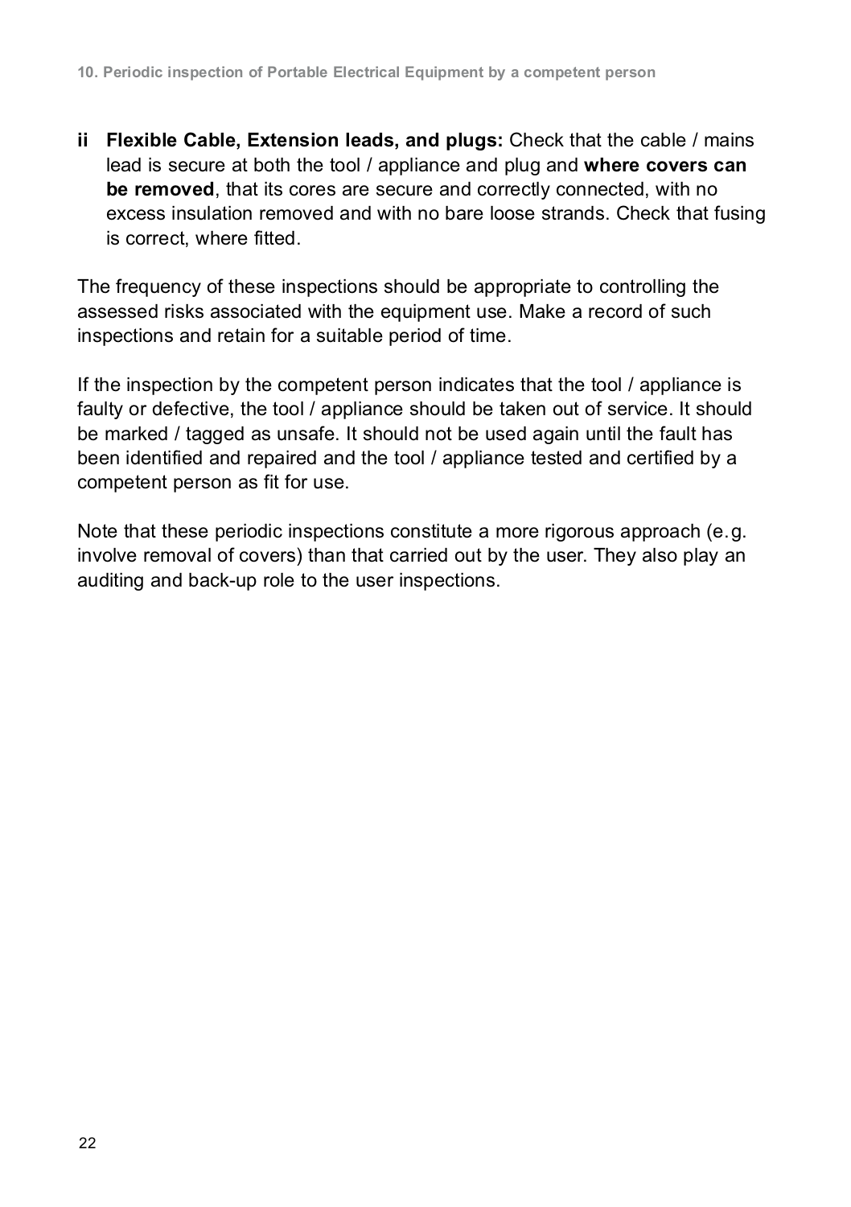**ii** **Flexible Cable, Extension leads, and plugs:** Check that the cable / mains lead is secure at both the tool / appliance and plug and **where covers can be removed**, that its cores are secure and correctly connected, with no excess insulation removed and with no bare loose strands. Check that fusing is correct, where fitted.

The frequency of these inspections should be appropriate to controlling the assessed risks associated with the equipment use. Make a record of such inspections and retain for a suitable period of time.

If the inspection by the competent person indicates that the tool / appliance is faulty or defective, the tool / appliance should be taken out of service. It should be marked / tagged as unsafe. It should not be used again until the fault has been identified and repaired and the tool / appliance tested and certified by a competent person as fit for use.

Note that these periodic inspections constitute a more rigorous approach (e.g. involve removal of covers) than that carried out by the user. They also play an auditing and back-up role to the user inspections.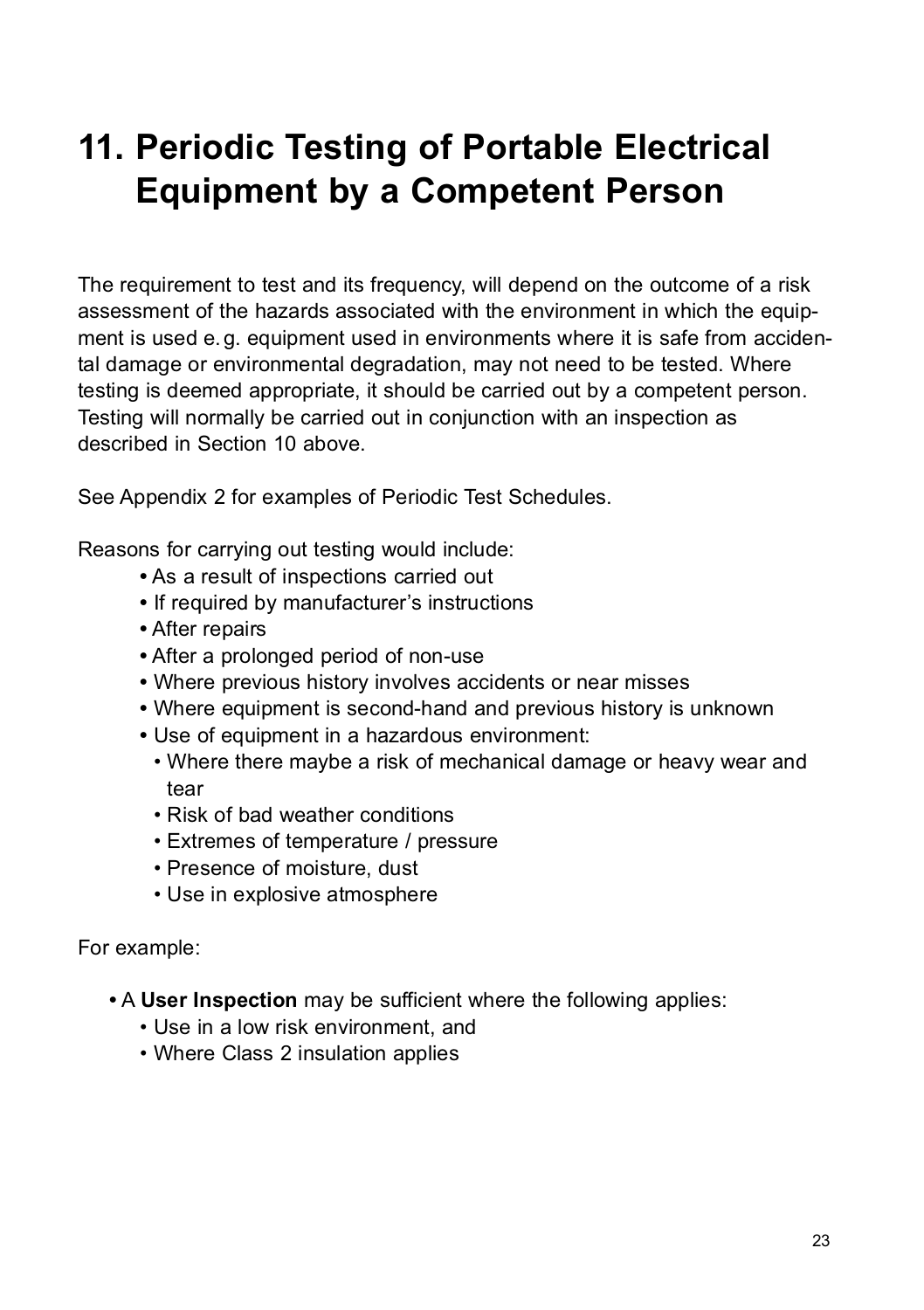# 11. Periodic Testing of Portable Electrical Equipment by a Competent Person

The requirement to test and its frequency, will depend on the outcome of a risk assessment of the hazards associated with the environment in which the equipment is used e. g. equipment used in environments where it is safe from accidental damage or environmental degradation, may not need to be tested. Where testing is deemed appropriate, it should be carried out by a competent person. Testing will normally be carried out in conjunction with an inspection as described in Section 10 above.

See Appendix 2 for examples of Periodic Test Schedules.

Reasons for carrying out testing would include:

- As a result of inspections carried out
- If required by manufacturer's instructions
- After repairs
- After a prolonged period of non-use
- Where previous history involves accidents or near misses
- Where equipment is second-hand and previous history is unknown
- Use of equipment in a hazardous environment:
  - Where there maybe a risk of mechanical damage or heavy wear and tear
  - Risk of bad weather conditions
  - Extremes of temperature / pressure
  - Presence of moisture, dust
  - Use in explosive atmosphere

For example:

- A **User Inspection** may be sufficient where the following applies:
  - Use in a low risk environment, and
  - Where Class 2 insulation applies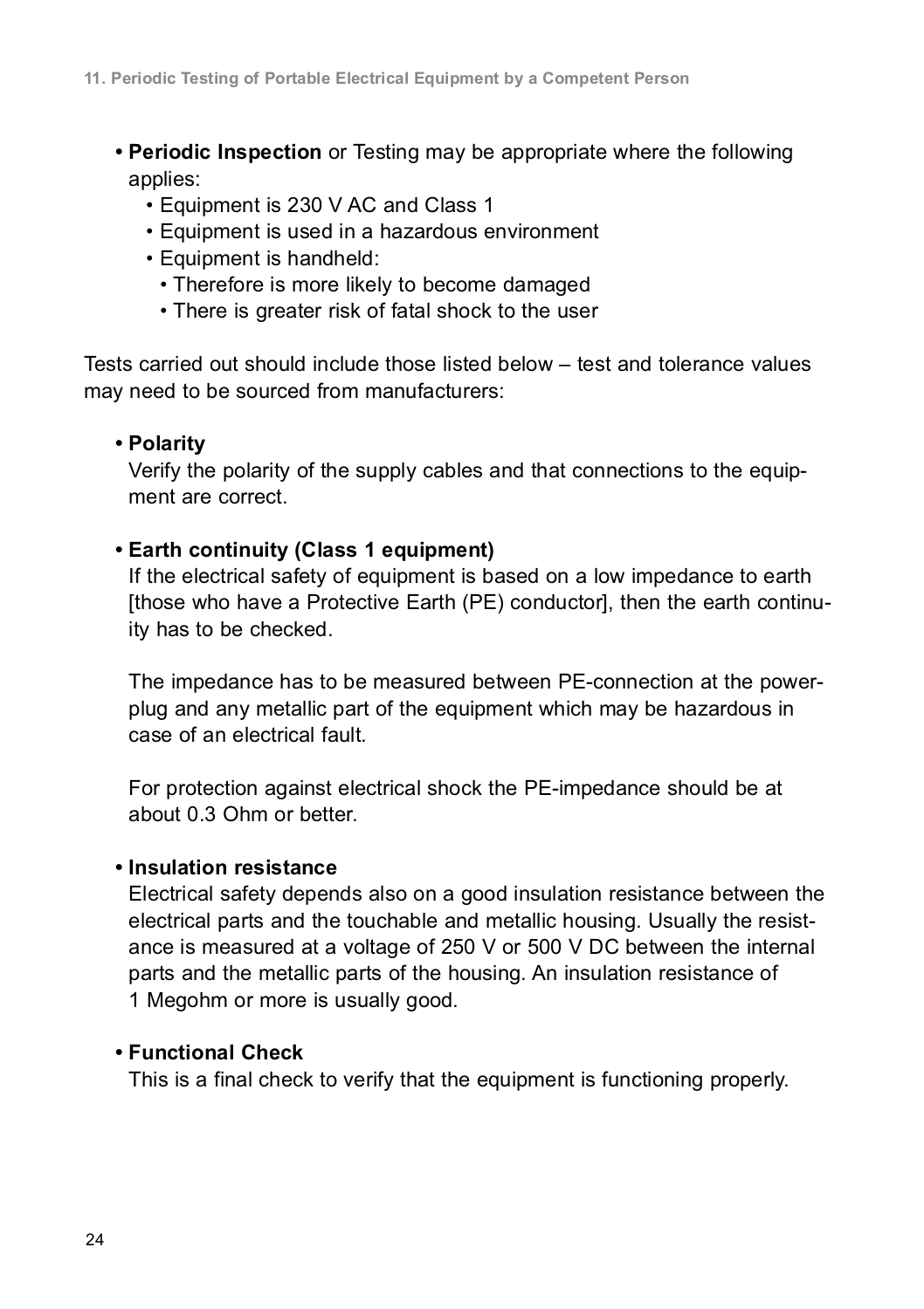- **Periodic Inspection** or Testing may be appropriate where the following applies:
  - Equipment is 230 V AC and Class 1
  - Equipment is used in a hazardous environment
  - Equipment is handheld:
    - Therefore is more likely to become damaged
    - There is greater risk of fatal shock to the user

Tests carried out should include those listed below – test and tolerance values may need to be sourced from manufacturers:

- **Polarity**
  Verify the polarity of the supply cables and that connections to the equipment are correct.

- **Earth continuity (Class 1 equipment)**
  If the electrical safety of equipment is based on a low impedance to earth [those who have a Protective Earth (PE) conductor], then the earth continuity has to be checked.

  The impedance has to be measured between PE-connection at the power-plug and any metallic part of the equipment which may be hazardous in case of an electrical fault.

  For protection against electrical shock the PE-impedance should be at about 0.3 Ohm or better.

- **Insulation resistance**
  Electrical safety depends also on a good insulation resistance between the electrical parts and the touchable and metallic housing. Usually the resistance is measured at a voltage of 250 V or 500 V DC between the internal parts and the metallic parts of the housing. An insulation resistance of 1 Megohm or more is usually good.

- **Functional Check**
  This is a final check to verify that the equipment is functioning properly.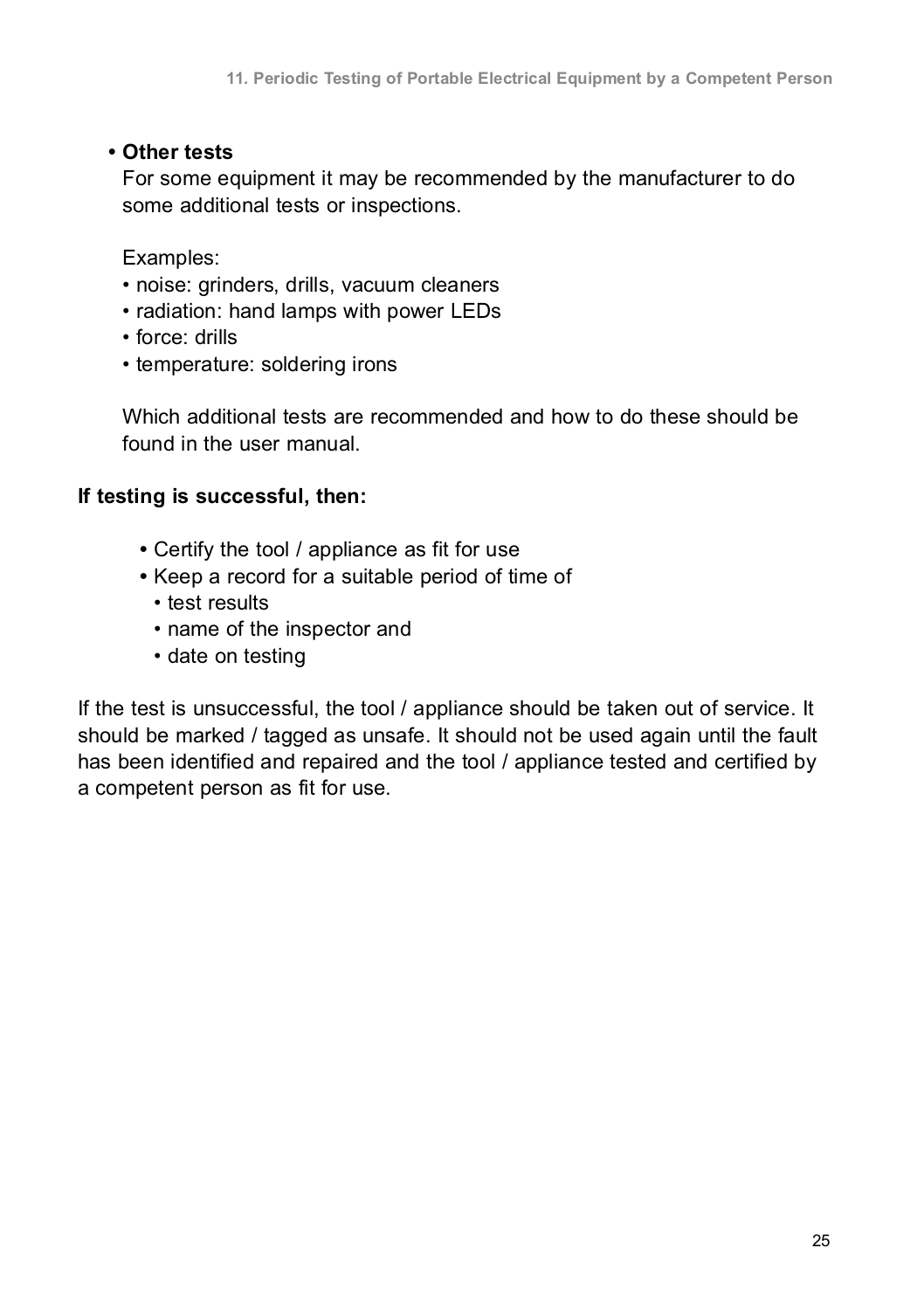- **Other tests**

  For some equipment it may be recommended by the manufacturer to do some additional tests or inspections.

  Examples:
  - noise: grinders, drills, vacuum cleaners
  - radiation: hand lamps with power LEDs
  - force: drills
  - temperature: soldering irons

  Which additional tests are recommended and how to do these should be found in the user manual.

**If testing is successful, then:**

- Certify the tool / appliance as fit for use
- Keep a record for a suitable period of time of
  - test results
  - name of the inspector and
  - date on testing

If the test is unsuccessful, the tool / appliance should be taken out of service. It should be marked / tagged as unsafe. It should not be used again until the fault has been identified and repaired and the tool / appliance tested and certified by a competent person as fit for use.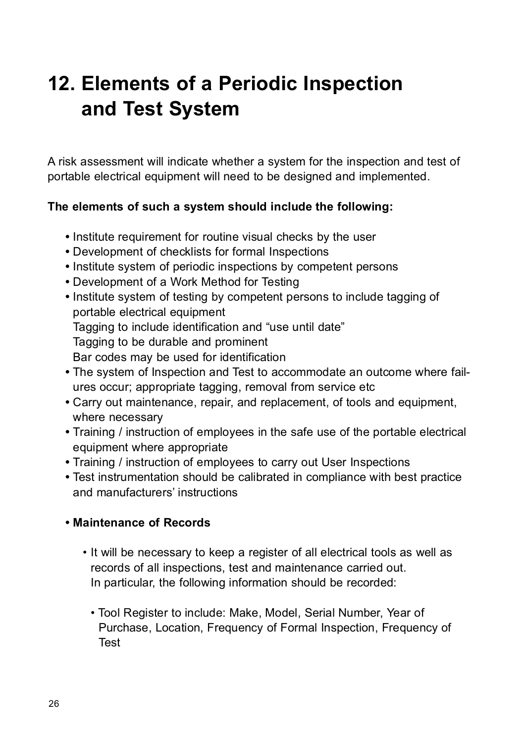# 12. Elements of a Periodic Inspection and Test System

A risk assessment will indicate whether a system for the inspection and test of portable electrical equipment will need to be designed and implemented.

**The elements of such a system should include the following:**

- Institute requirement for routine visual checks by the user
- Development of checklists for formal Inspections
- Institute system of periodic inspections by competent persons
- Development of a Work Method for Testing
- Institute system of testing by competent persons to include tagging of portable electrical equipment
  Tagging to include identification and "use until date"
  Tagging to be durable and prominent
  Bar codes may be used for identification
- The system of Inspection and Test to accommodate an outcome where failures occur; appropriate tagging, removal from service etc
- Carry out maintenance, repair, and replacement, of tools and equipment, where necessary
- Training / instruction of employees in the safe use of the portable electrical equipment where appropriate
- Training / instruction of employees to carry out User Inspections
- Test instrumentation should be calibrated in compliance with best practice and manufacturers' instructions

- **Maintenance of Records**

  - It will be necessary to keep a register of all electrical tools as well as records of all inspections, test and maintenance carried out.
    In particular, the following information should be recorded:

    - Tool Register to include: Make, Model, Serial Number, Year of Purchase, Location, Frequency of Formal Inspection, Frequency of Test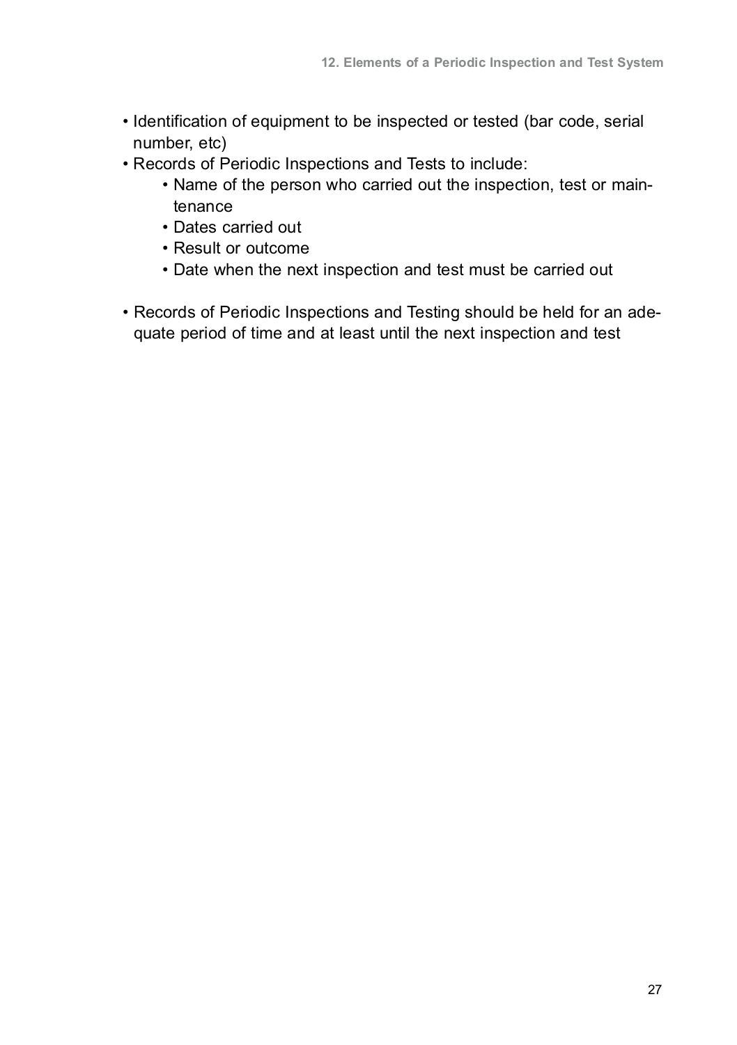- Identification of equipment to be inspected or tested (bar code, serial number, etc)
- Records of Periodic Inspections and Tests to include:
  - Name of the person who carried out the inspection, test or maintenance
  - Dates carried out
  - Result or outcome
  - Date when the next inspection and test must be carried out

- Records of Periodic Inspections and Testing should be held for an adequate period of time and at least until the next inspection and test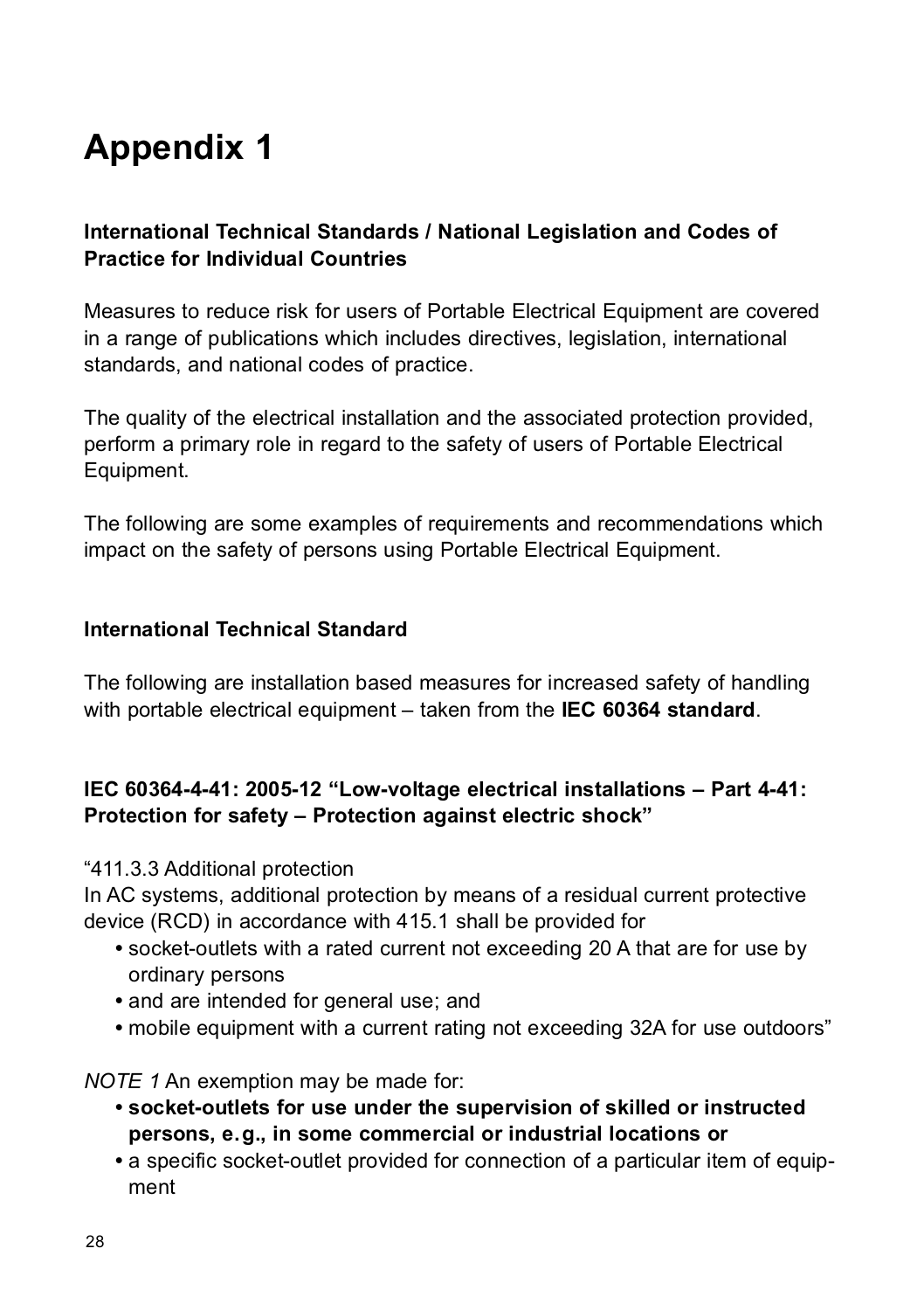# Appendix 1

**International Technical Standards / National Legislation and Codes of Practice for Individual Countries**

Measures to reduce risk for users of Portable Electrical Equipment are covered in a range of publications which includes directives, legislation, international standards, and national codes of practice.

The quality of the electrical installation and the associated protection provided, perform a primary role in regard to the safety of users of Portable Electrical Equipment.

The following are some examples of requirements and recommendations which impact on the safety of persons using Portable Electrical Equipment.

**International Technical Standard**

The following are installation based measures for increased safety of handling with portable electrical equipment – taken from the **IEC 60364 standard**.

**IEC 60364-4-41: 2005-12 "Low-voltage electrical installations – Part 4-41: Protection for safety – Protection against electric shock"**

"411.3.3 Additional protection
In AC systems, additional protection by means of a residual current protective device (RCD) in accordance with 415.1 shall be provided for

- socket-outlets with a rated current not exceeding 20 A that are for use by ordinary persons
- and are intended for general use; and
- mobile equipment with a current rating not exceeding 32A for use outdoors"

*NOTE 1* An exemption may be made for:

- **socket-outlets for use under the supervision of skilled or instructed persons, e.g., in some commercial or industrial locations or**
- a specific socket-outlet provided for connection of a particular item of equipment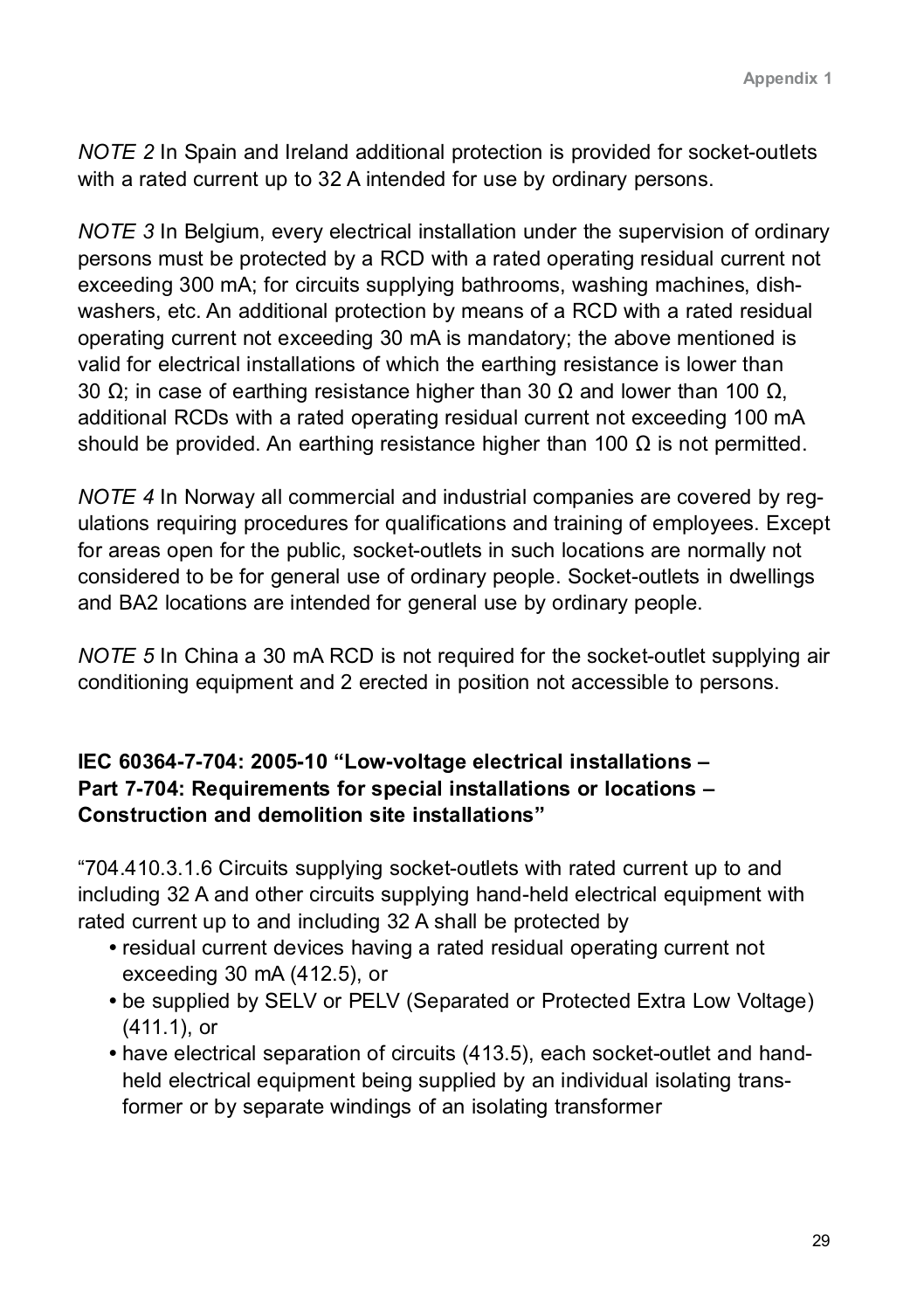*NOTE 2* In Spain and Ireland additional protection is provided for socket-outlets with a rated current up to 32 A intended for use by ordinary persons.

*NOTE 3* In Belgium, every electrical installation under the supervision of ordinary persons must be protected by a RCD with a rated operating residual current not exceeding 300 mA; for circuits supplying bathrooms, washing machines, dish-washers, etc. An additional protection by means of a RCD with a rated residual operating current not exceeding 30 mA is mandatory; the above mentioned is valid for electrical installations of which the earthing resistance is lower than 30 Ω; in case of earthing resistance higher than 30 Ω and lower than 100 Ω, additional RCDs with a rated operating residual current not exceeding 100 mA should be provided. An earthing resistance higher than 100 Ω is not permitted.

*NOTE 4* In Norway all commercial and industrial companies are covered by regulations requiring procedures for qualifications and training of employees. Except for areas open for the public, socket-outlets in such locations are normally not considered to be for general use of ordinary people. Socket-outlets in dwellings and BA2 locations are intended for general use by ordinary people.

*NOTE 5* In China a 30 mA RCD is not required for the socket-outlet supplying air conditioning equipment and 2 erected in position not accessible to persons.

**IEC 60364-7-704: 2005-10 "Low-voltage electrical installations – Part 7-704: Requirements for special installations or locations – Construction and demolition site installations"**

"704.410.3.1.6 Circuits supplying socket-outlets with rated current up to and including 32 A and other circuits supplying hand-held electrical equipment with rated current up to and including 32 A shall be protected by

- residual current devices having a rated residual operating current not exceeding 30 mA (412.5), or
- be supplied by SELV or PELV (Separated or Protected Extra Low Voltage) (411.1), or
- have electrical separation of circuits (413.5), each socket-outlet and hand-held electrical equipment being supplied by an individual isolating transformer or by separate windings of an isolating transformer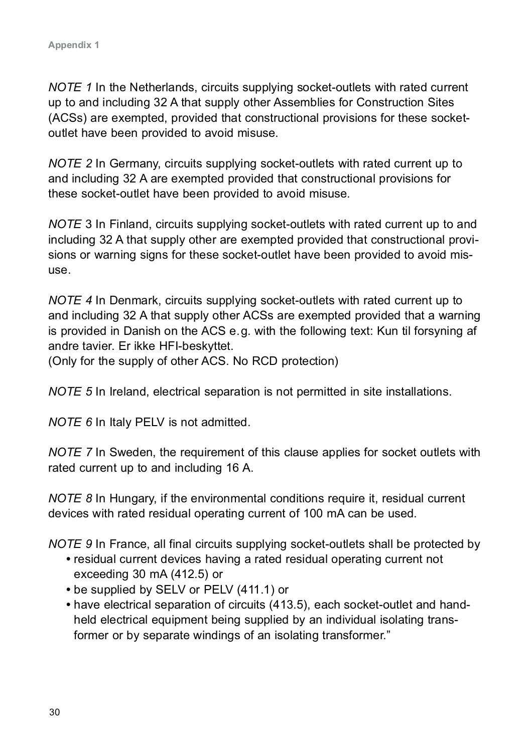*NOTE 1* In the Netherlands, circuits supplying socket-outlets with rated current up to and including 32 A that supply other Assemblies for Construction Sites (ACSs) are exempted, provided that constructional provisions for these socket-outlet have been provided to avoid misuse.

*NOTE 2* In Germany, circuits supplying socket-outlets with rated current up to and including 32 A are exempted provided that constructional provisions for these socket-outlet have been provided to avoid misuse.

*NOTE* 3 In Finland, circuits supplying socket-outlets with rated current up to and including 32 A that supply other are exempted provided that constructional provisions or warning signs for these socket-outlet have been provided to avoid misuse.

*NOTE 4* In Denmark, circuits supplying socket-outlets with rated current up to and including 32 A that supply other ACSs are exempted provided that a warning is provided in Danish on the ACS e.g. with the following text: Kun til forsyning af andre tavier. Er ikke HFI-beskyttet.
(Only for the supply of other ACS. No RCD protection)

*NOTE 5* In Ireland, electrical separation is not permitted in site installations.

*NOTE 6* In Italy PELV is not admitted.

*NOTE 7* In Sweden, the requirement of this clause applies for socket outlets with rated current up to and including 16 A.

*NOTE 8* In Hungary, if the environmental conditions require it, residual current devices with rated residual operating current of 100 mA can be used.

*NOTE 9* In France, all final circuits supplying socket-outlets shall be protected by

- residual current devices having a rated residual operating current not exceeding 30 mA (412.5) or
- be supplied by SELV or PELV (411.1) or
- have electrical separation of circuits (413.5), each socket-outlet and hand-held electrical equipment being supplied by an individual isolating transformer or by separate windings of an isolating transformer."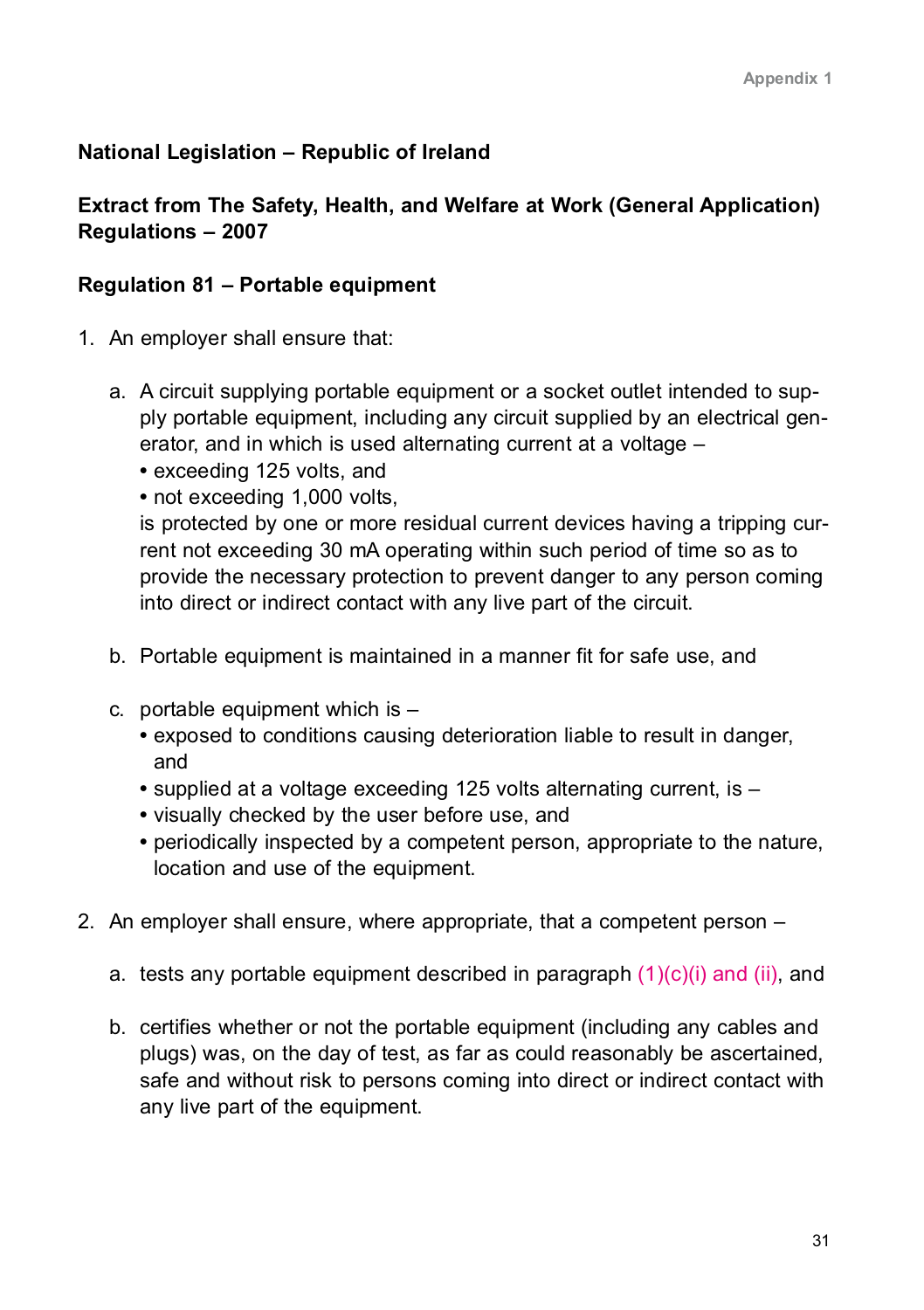**National Legislation – Republic of Ireland**

**Extract from The Safety, Health, and Welfare at Work (General Application) Regulations – 2007**

**Regulation 81 – Portable equipment**

1. An employer shall ensure that:

   a. A circuit supplying portable equipment or a socket outlet intended to supply portable equipment, including any circuit supplied by an electrical generator, and in which is used alternating current at a voltage –
      - exceeding 125 volts, and
      - not exceeding 1,000 volts,

      is protected by one or more residual current devices having a tripping current not exceeding 30 mA operating within such period of time so as to provide the necessary protection to prevent danger to any person coming into direct or indirect contact with any live part of the circuit.

   b. Portable equipment is maintained in a manner fit for safe use, and

   c. portable equipment which is –
      - exposed to conditions causing deterioration liable to result in danger, and
      - supplied at a voltage exceeding 125 volts alternating current, is –
      - visually checked by the user before use, and
      - periodically inspected by a competent person, appropriate to the nature, location and use of the equipment.

2. An employer shall ensure, where appropriate, that a competent person –

   a. tests any portable equipment described in paragraph (1)(c)(i) and (ii), and

   b. certifies whether or not the portable equipment (including any cables and plugs) was, on the day of test, as far as could reasonably be ascertained, safe and without risk to persons coming into direct or indirect contact with any live part of the equipment.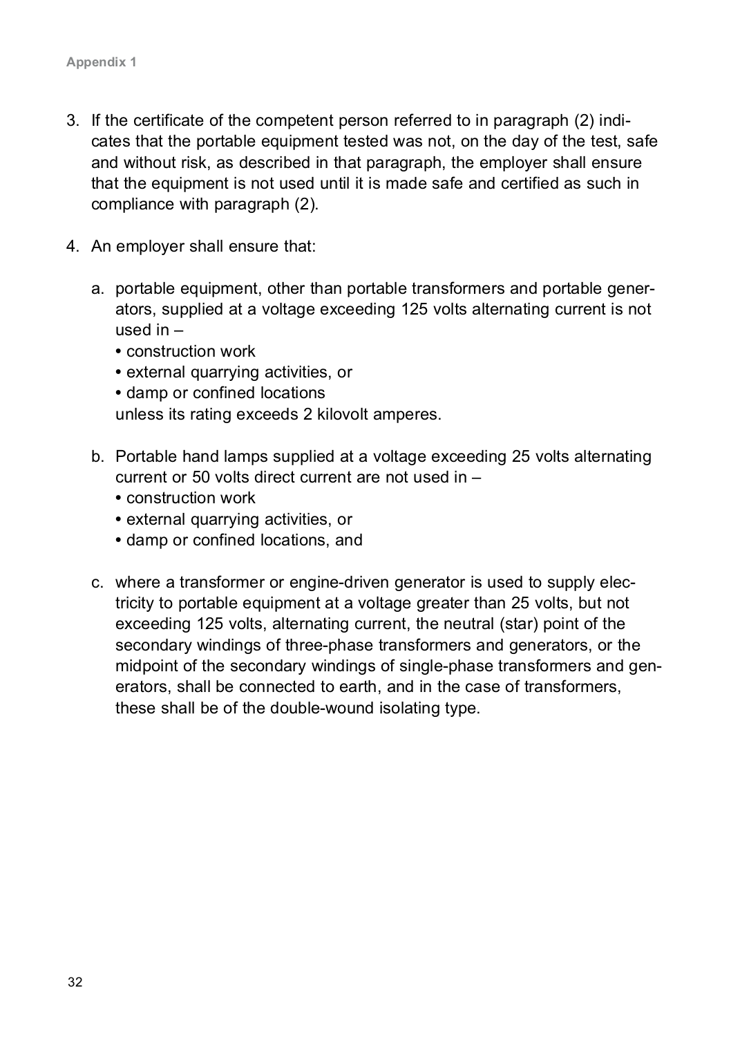3. If the certificate of the competent person referred to in paragraph (2) indicates that the portable equipment tested was not, on the day of the test, safe and without risk, as described in that paragraph, the employer shall ensure that the equipment is not used until it is made safe and certified as such in compliance with paragraph (2).

4. An employer shall ensure that:

   a. portable equipment, other than portable transformers and portable generators, supplied at a voltage exceeding 125 volts alternating current is not used in –
      - construction work
      - external quarrying activities, or
      - damp or confined locations

      unless its rating exceeds 2 kilovolt amperes.

   b. Portable hand lamps supplied at a voltage exceeding 25 volts alternating current or 50 volts direct current are not used in –
      - construction work
      - external quarrying activities, or
      - damp or confined locations, and

   c. where a transformer or engine-driven generator is used to supply electricity to portable equipment at a voltage greater than 25 volts, but not exceeding 125 volts, alternating current, the neutral (star) point of the secondary windings of three-phase transformers and generators, or the midpoint of the secondary windings of single-phase transformers and generators, shall be connected to earth, and in the case of transformers, these shall be of the double-wound isolating type.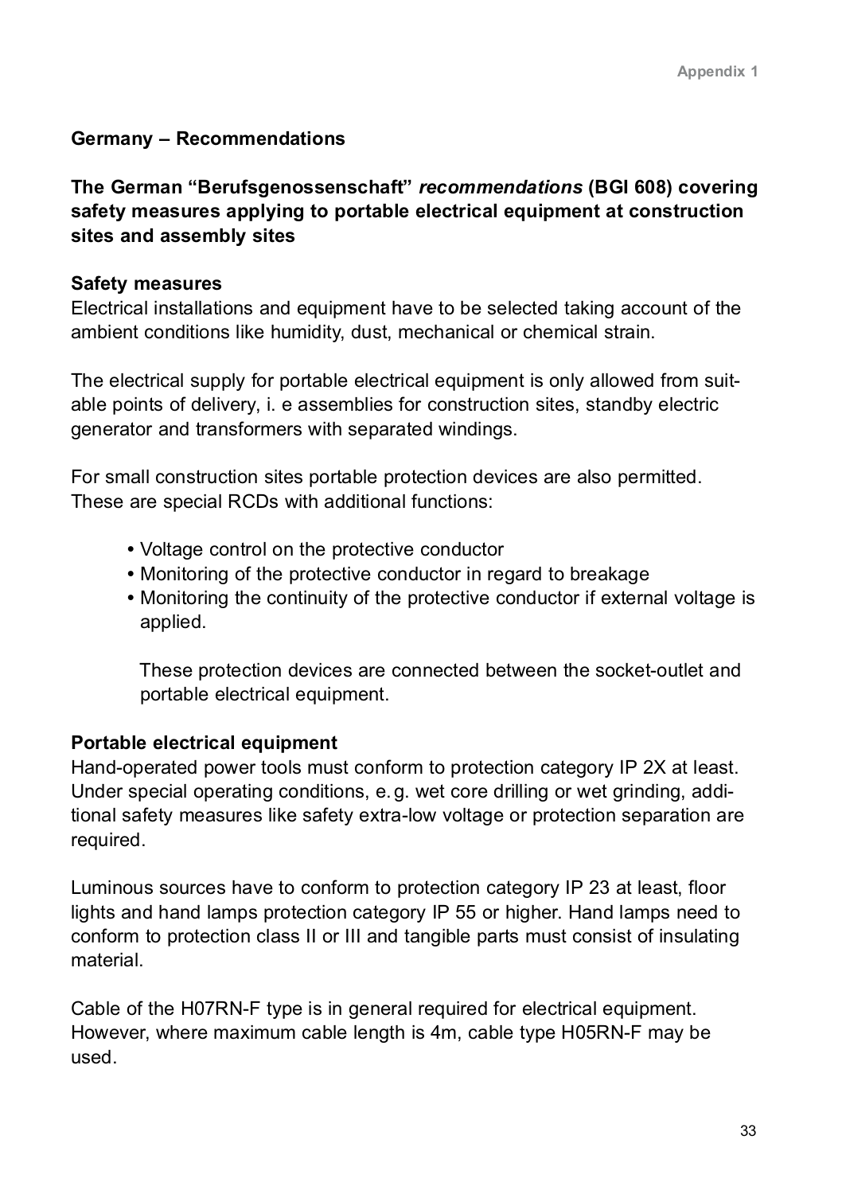## Germany – Recommendations

### The German "Berufsgenossenschaft" *recommendations* (BGI 608) covering safety measures applying to portable electrical equipment at construction sites and assembly sites

**Safety measures**

Electrical installations and equipment have to be selected taking account of the ambient conditions like humidity, dust, mechanical or chemical strain.

The electrical supply for portable electrical equipment is only allowed from suitable points of delivery, i. e assemblies for construction sites, standby electric generator and transformers with separated windings.

For small construction sites portable protection devices are also permitted. These are special RCDs with additional functions:

- Voltage control on the protective conductor
- Monitoring of the protective conductor in regard to breakage
- Monitoring the continuity of the protective conductor if external voltage is applied.

  These protection devices are connected between the socket-outlet and portable electrical equipment.

**Portable electrical equipment**

Hand-operated power tools must conform to protection category IP 2X at least. Under special operating conditions, e. g. wet core drilling or wet grinding, additional safety measures like safety extra-low voltage or protection separation are required.

Luminous sources have to conform to protection category IP 23 at least, floor lights and hand lamps protection category IP 55 or higher. Hand lamps need to conform to protection class II or III and tangible parts must consist of insulating material.

Cable of the H07RN-F type is in general required for electrical equipment. However, where maximum cable length is 4m, cable type H05RN-F may be used.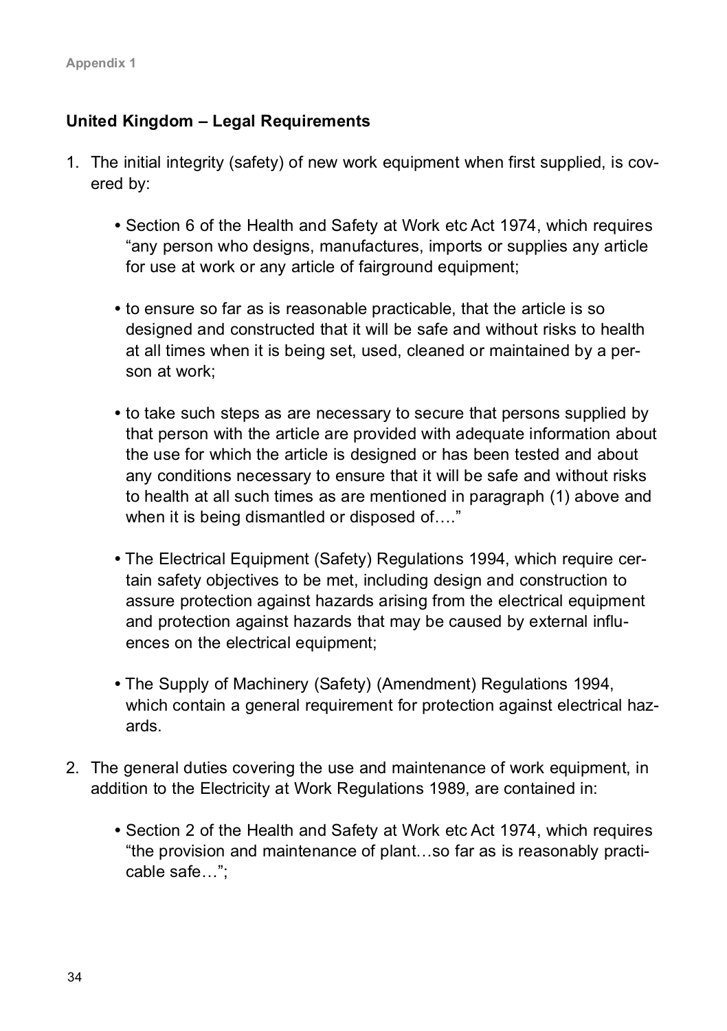Appendix 1

## United Kingdom – Legal Requirements

1. The initial integrity (safety) of new work equipment when first supplied, is covered by:

    - Section 6 of the Health and Safety at Work etc Act 1974, which requires "any person who designs, manufactures, imports or supplies any article for use at work or any article of fairground equipment;

    - to ensure so far as is reasonable practicable, that the article is so designed and constructed that it will be safe and without risks to health at all times when it is being set, used, cleaned or maintained by a person at work;

    - to take such steps as are necessary to secure that persons supplied by that person with the article are provided with adequate information about the use for which the article is designed or has been tested and about any conditions necessary to ensure that it will be safe and without risks to health at all such times as are mentioned in paragraph (1) above and when it is being dismantled or disposed of…."

    - The Electrical Equipment (Safety) Regulations 1994, which require certain safety objectives to be met, including design and construction to assure protection against hazards arising from the electrical equipment and protection against hazards that may be caused by external influences on the electrical equipment;

    - The Supply of Machinery (Safety) (Amendment) Regulations 1994, which contain a general requirement for protection against electrical hazards.

2. The general duties covering the use and maintenance of work equipment, in addition to the Electricity at Work Regulations 1989, are contained in:

    - Section 2 of the Health and Safety at Work etc Act 1974, which requires "the provision and maintenance of plant…so far as is reasonably practicable safe…";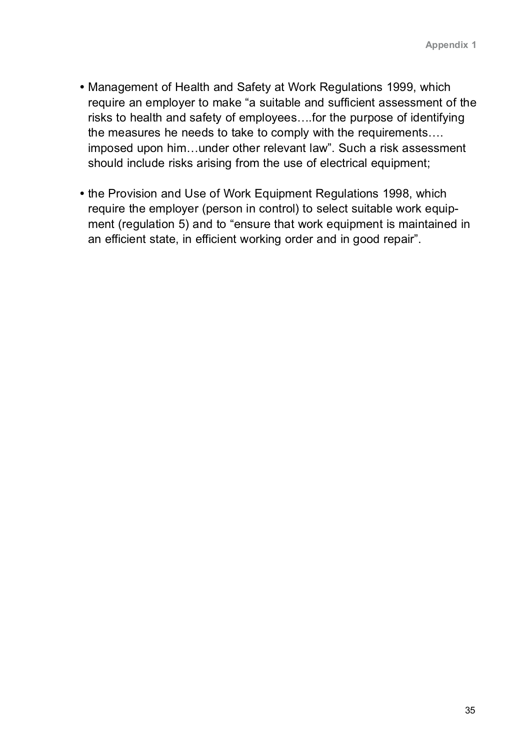- Management of Health and Safety at Work Regulations 1999, which require an employer to make "a suitable and sufficient assessment of the risks to health and safety of employees….for the purpose of identifying the measures he needs to take to comply with the requirements…. imposed upon him…under other relevant law". Such a risk assessment should include risks arising from the use of electrical equipment;

- the Provision and Use of Work Equipment Regulations 1998, which require the employer (person in control) to select suitable work equipment (regulation 5) and to "ensure that work equipment is maintained in an efficient state, in efficient working order and in good repair".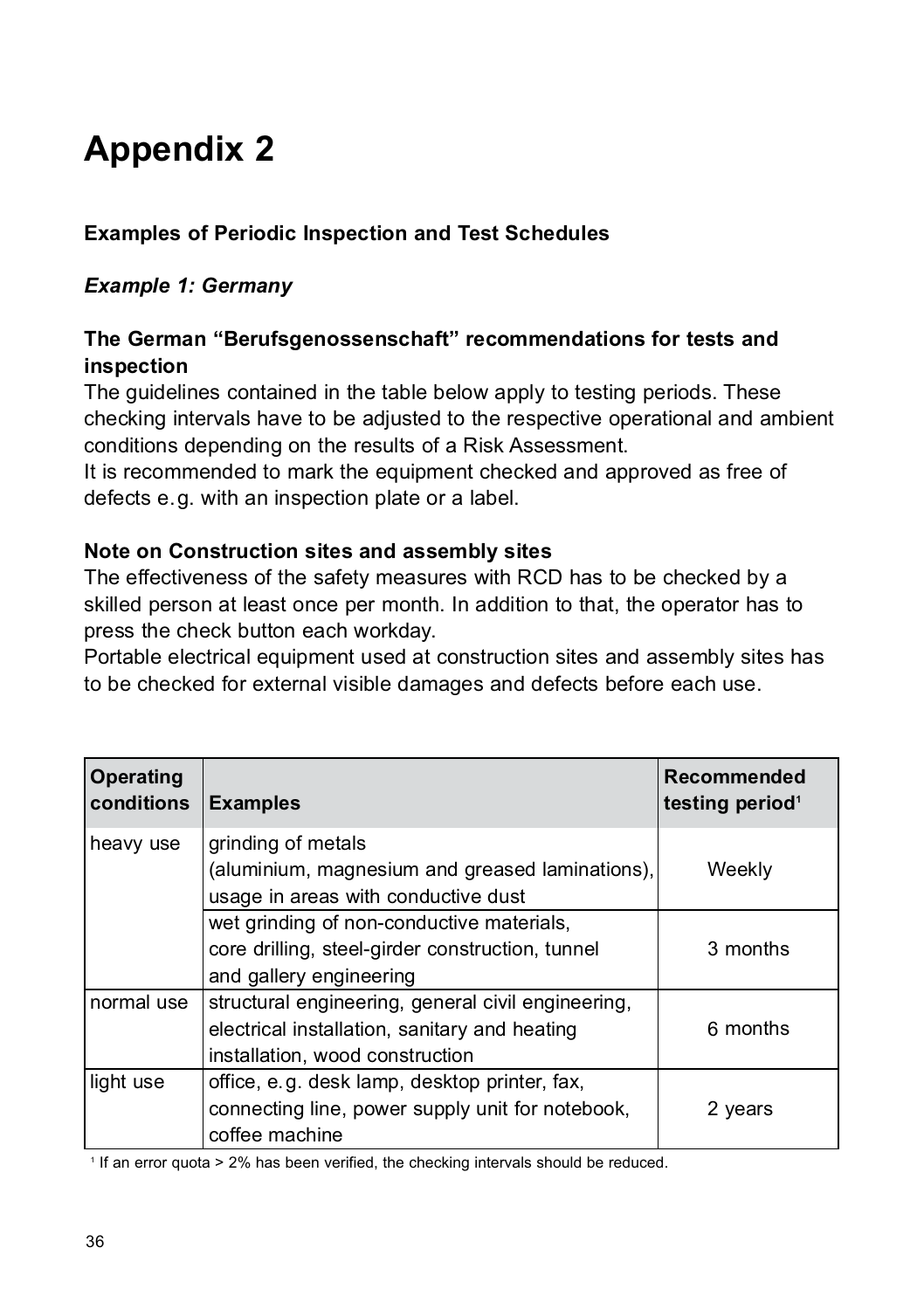# Appendix 2

**Examples of Periodic Inspection and Test Schedules**

***Example 1: Germany***

**The German "Berufsgenossenschaft" recommendations for tests and inspection**

The guidelines contained in the table below apply to testing periods. These checking intervals have to be adjusted to the respective operational and ambient conditions depending on the results of a Risk Assessment.
It is recommended to mark the equipment checked and approved as free of defects e.g. with an inspection plate or a label.

**Note on Construction sites and assembly sites**

The effectiveness of the safety measures with RCD has to be checked by a skilled person at least once per month. In addition to that, the operator has to press the check button each workday.
Portable electrical equipment used at construction sites and assembly sites has to be checked for external visible damages and defects before each use.

| Operating conditions | Examples | Recommended testing period[1] |
|---|---|---|
| heavy use | grinding of metals (aluminium, magnesium and greased laminations), usage in areas with conductive dust | Weekly |
| | wet grinding of non-conductive materials, core drilling, steel-girder construction, tunnel and gallery engineering | 3 months |
| normal use | structural engineering, general civil engineering, electrical installation, sanitary and heating installation, wood construction | 6 months |
| light use | office, e.g. desk lamp, desktop printer, fax, connecting line, power supply unit for notebook, coffee machine | 2 years |

[1] If an error quota > 2% has been verified, the checking intervals should be reduced.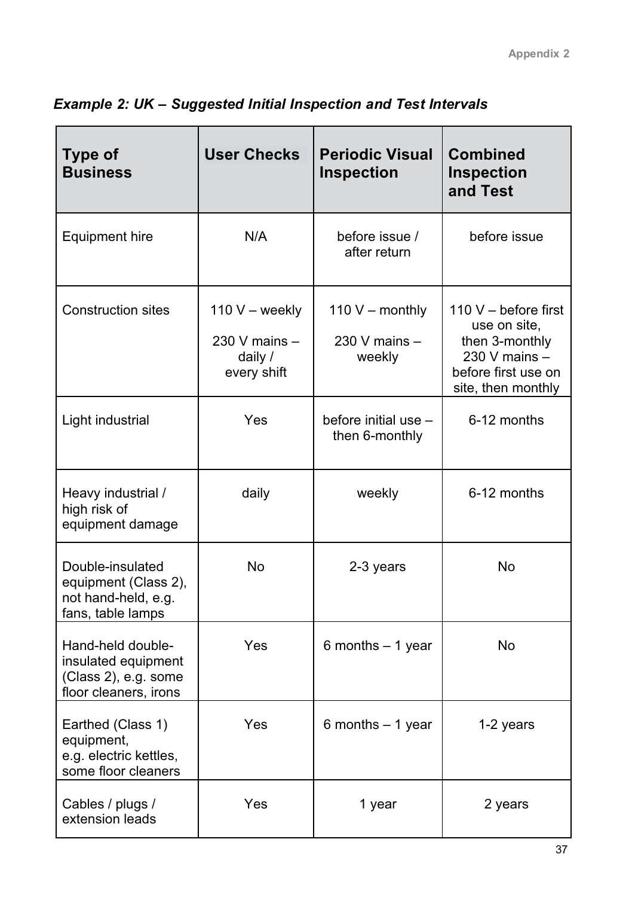*Example 2: UK – Suggested Initial Inspection and Test Intervals*

| Type of Business | User Checks | Periodic Visual Inspection | Combined Inspection and Test |
|---|---|---|---|
| Equipment hire | N/A | before issue / after return | before issue |
| Construction sites | 110 V – weekly<br><br>230 V mains – daily / every shift | 110 V – monthly<br><br>230 V mains – weekly | 110 V – before first use on site, then 3-monthly<br>230 V mains – before first use on site, then monthly |
| Light industrial | Yes | before initial use – then 6-monthly | 6-12 months |
| Heavy industrial / high risk of equipment damage | daily | weekly | 6-12 months |
| Double-insulated equipment (Class 2), not hand-held, e.g. fans, table lamps | No | 2-3 years | No |
| Hand-held double-insulated equipment (Class 2), e.g. some floor cleaners, irons | Yes | 6 months – 1 year | No |
| Earthed (Class 1) equipment, e.g. electric kettles, some floor cleaners | Yes | 6 months – 1 year | 1-2 years |
| Cables / plugs / extension leads | Yes | 1 year | 2 years |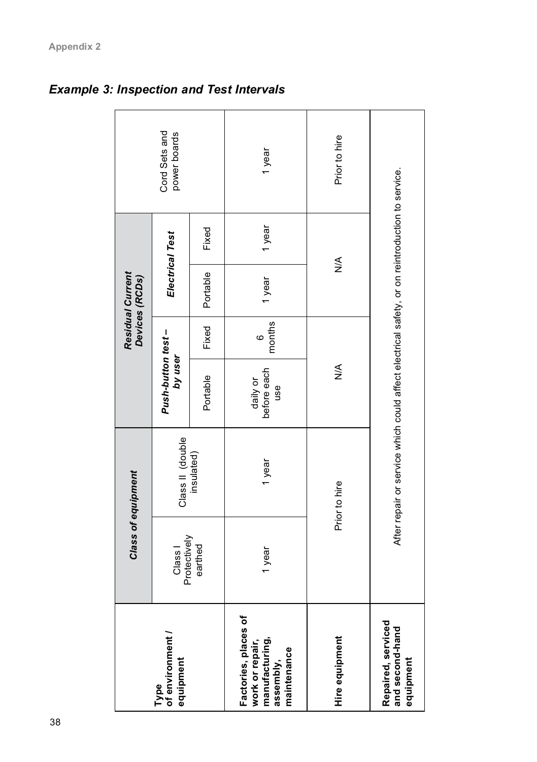## Example 3: Inspection and Test Intervals

| Type of environment / equipment | Class of equipment | | Residual Current Devices (RCDs) | | | | Cord Sets and power boards |
|---|---|---|---|---|---|---|---|
| | | | Push-button test – by user | | Electrical Test | | |
| | Class I Protectively earthed | Class II (double insulated) | Portable | Fixed | Portable | Fixed | |
| **Factories, places of work or repair, manufacturing, assembly, maintenance** | 1 year | 1 year | daily or before each use | 6 months | 1 year | 1 year | 1 year |
| **Hire equipment** | Prior to hire | | N/A | | N/A | | Prior to hire |
| **Repaired, serviced and second-hand equipment** | After repair or service which could affect electrical safety, or on reintroduction to service. | | | | | | |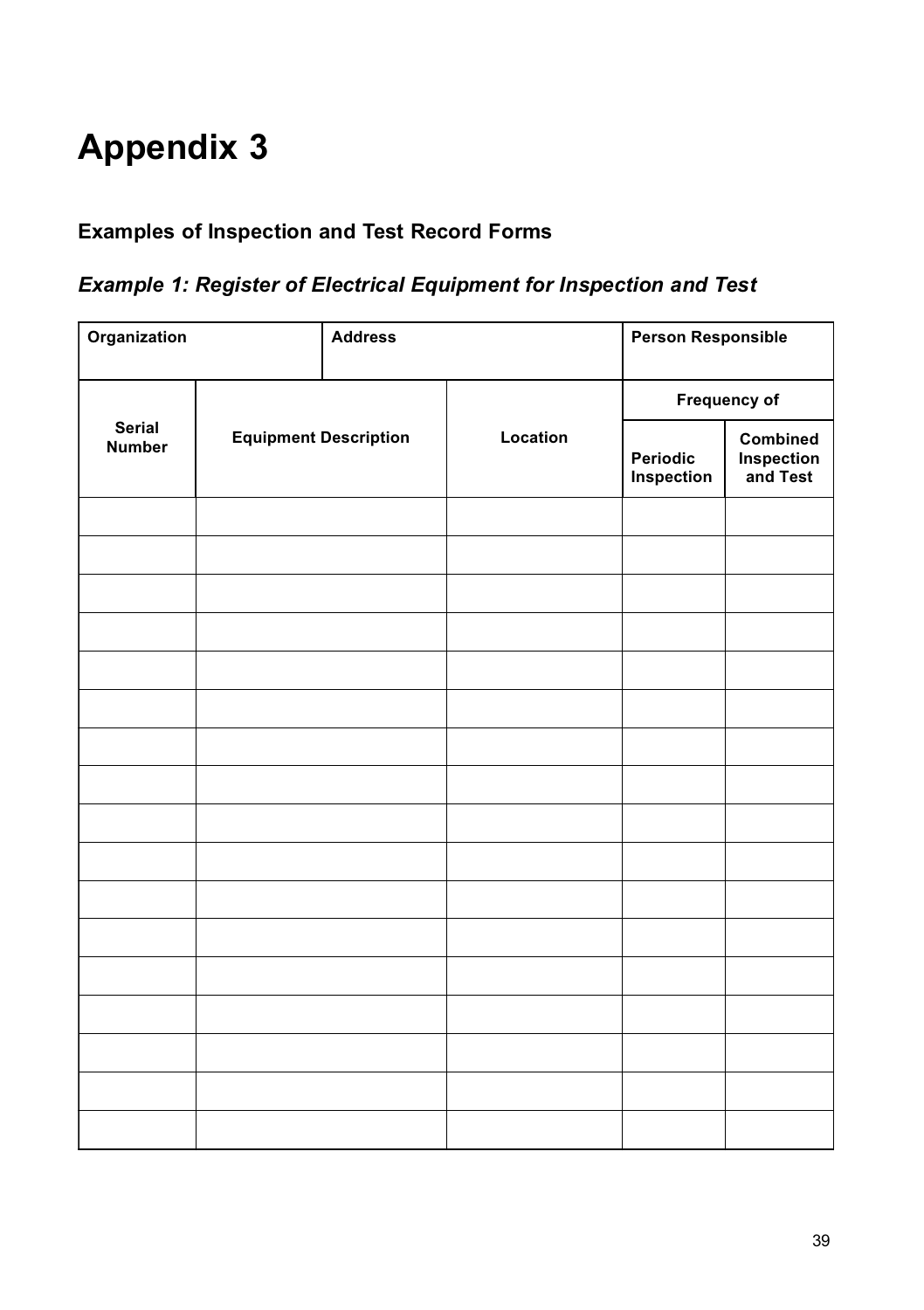# Appendix 3

### Examples of Inspection and Test Record Forms

### *Example 1: Register of Electrical Equipment for Inspection and Test*

| Organization | | Address | | Person Responsible | |
|---|---|---|---|---|---|
| Serial Number | Equipment Description | | Location | Frequency of | |
| | | | | Periodic Inspection | Combined Inspection and Test |
| | | | | | |
| | | | | | |
| | | | | | |
| | | | | | |
| | | | | | |
| | | | | | |
| | | | | | |
| | | | | | |
| | | | | | |
| | | | | | |
| | | | | | |
| | | | | | |
| | | | | | |
| | | | | | |
| | | | | | |
| | | | | | |
| | | | | | |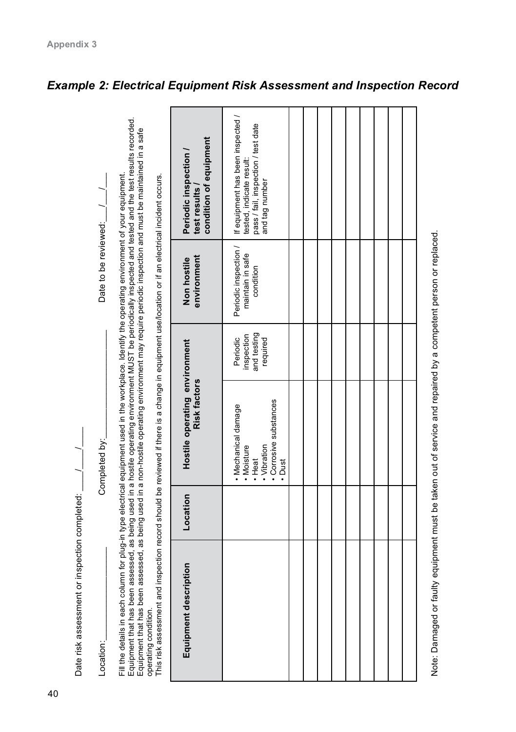Appendix 3

## *Example 2: Electrical Equipment Risk Assessment and Inspection Record*

Date risk assessment or inspection completed: ____/____/____

Location:______________ Completed by:______________ Date to be reviewed: ___/___/___

Fill the details in each column for plug-in type electrical equipment used in the workplace. Identify the operating environment of your equipment.
Equipment that has been assessed, as being used in a hostile operating environment MUST be periodically inspected and tested and the test results recorded.
Equipment that has been assessed, as being used in a non-hostile operating environment may require periodic inspection and must be maintained in a safe operating condition.
This risk assessment and inspection record should be reviewed if there is a change in equipment use/location or if an electrical incident occurs.

| Equipment description | Location | Hostile operating environment Risk factors | | Non hostile environment | Periodic inspection / test results / condition of equipment |
|---|---|---|---|---|---|
| | | • Mechanical damage<br>• Moisture<br>• Heat<br>• Vibration<br>• Corrosive substances<br>• Dust | Periodic inspection and testing required | Periodic inspection / maintain in safe condition | If equipment has been inspected / tested, indicate result: pass / fail, inspection / test date and tag number |
| | | | | | |
| | | | | | |
| | | | | | |
| | | | | | |
| | | | | | |
| | | | | | |
| | | | | | |
| | | | | | |
| | | | | | |

Note: Damaged or faulty equipment must be taken out of service and repaired by a competent person or replaced.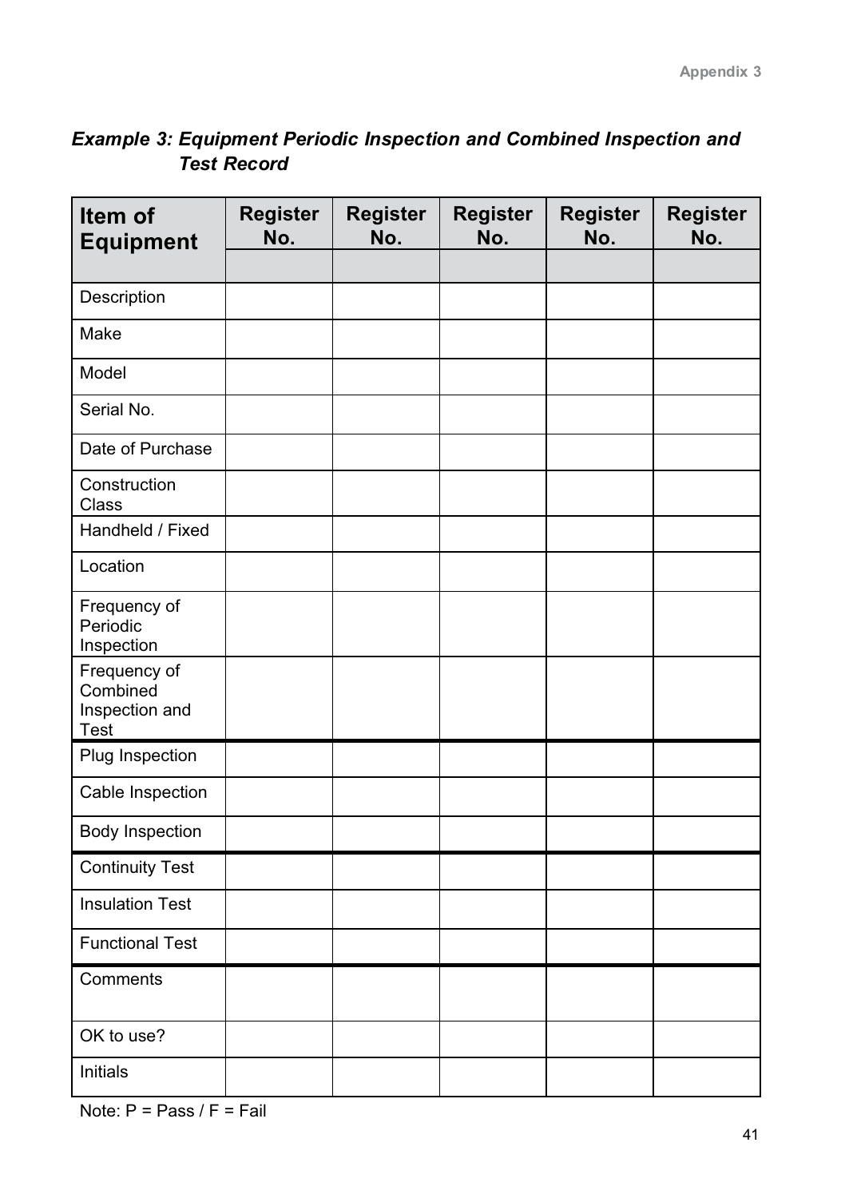### *Example 3: Equipment Periodic Inspection and Combined Inspection and Test Record*

| Item of Equipment | Register No. | Register No. | Register No. | Register No. | Register No. |
|---|---|---|---|---|---|
| | | | | | |
| Description | | | | | |
| Make | | | | | |
| Model | | | | | |
| Serial No. | | | | | |
| Date of Purchase | | | | | |
| Construction Class | | | | | |
| Handheld / Fixed | | | | | |
| Location | | | | | |
| Frequency of Periodic Inspection | | | | | |
| Frequency of Combined Inspection and Test | | | | | |
| Plug Inspection | | | | | |
| Cable Inspection | | | | | |
| Body Inspection | | | | | |
| Continuity Test | | | | | |
| Insulation Test | | | | | |
| Functional Test | | | | | |
| Comments | | | | | |
| OK to use? | | | | | |
| Initials | | | | | |

Note: P = Pass / F = Fail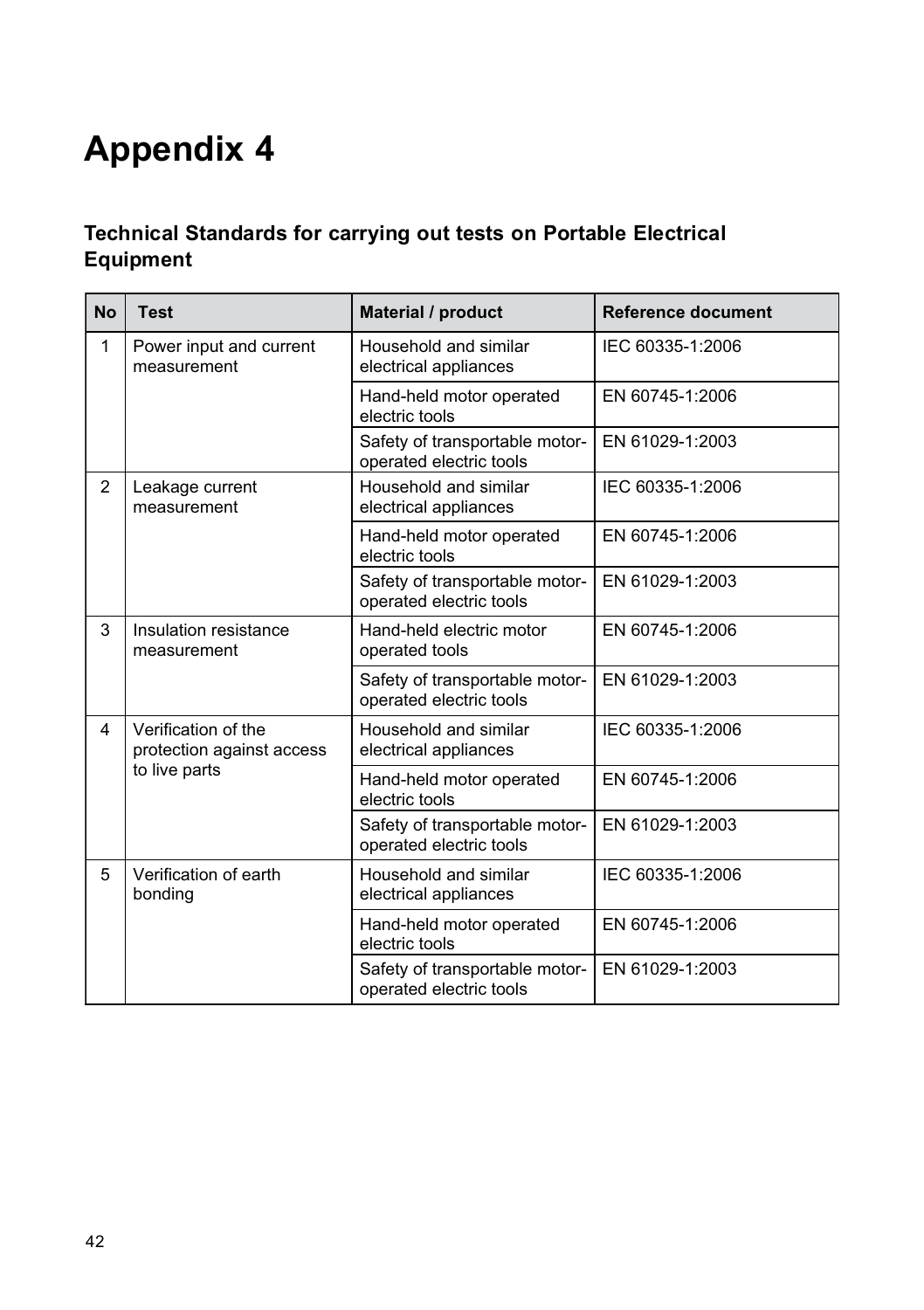# Appendix 4

## Technical Standards for carrying out tests on Portable Electrical Equipment

| No | Test | Material / product | Reference document |
|---|---|---|---|
| 1 | Power input and current measurement | Household and similar electrical appliances | IEC 60335-1:2006 |
| | | Hand-held motor operated electric tools | EN 60745-1:2006 |
| | | Safety of transportable motor-operated electric tools | EN 61029-1:2003 |
| 2 | Leakage current measurement | Household and similar electrical appliances | IEC 60335-1:2006 |
| | | Hand-held motor operated electric tools | EN 60745-1:2006 |
| | | Safety of transportable motor-operated electric tools | EN 61029-1:2003 |
| 3 | Insulation resistance measurement | Hand-held electric motor operated tools | EN 60745-1:2006 |
| | | Safety of transportable motor-operated electric tools | EN 61029-1:2003 |
| 4 | Verification of the protection against access to live parts | Household and similar electrical appliances | IEC 60335-1:2006 |
| | | Hand-held motor operated electric tools | EN 60745-1:2006 |
| | | Safety of transportable motor-operated electric tools | EN 61029-1:2003 |
| 5 | Verification of earth bonding | Household and similar electrical appliances | IEC 60335-1:2006 |
| | | Hand-held motor operated electric tools | EN 60745-1:2006 |
| | | Safety of transportable motor-operated electric tools | EN 61029-1:2003 |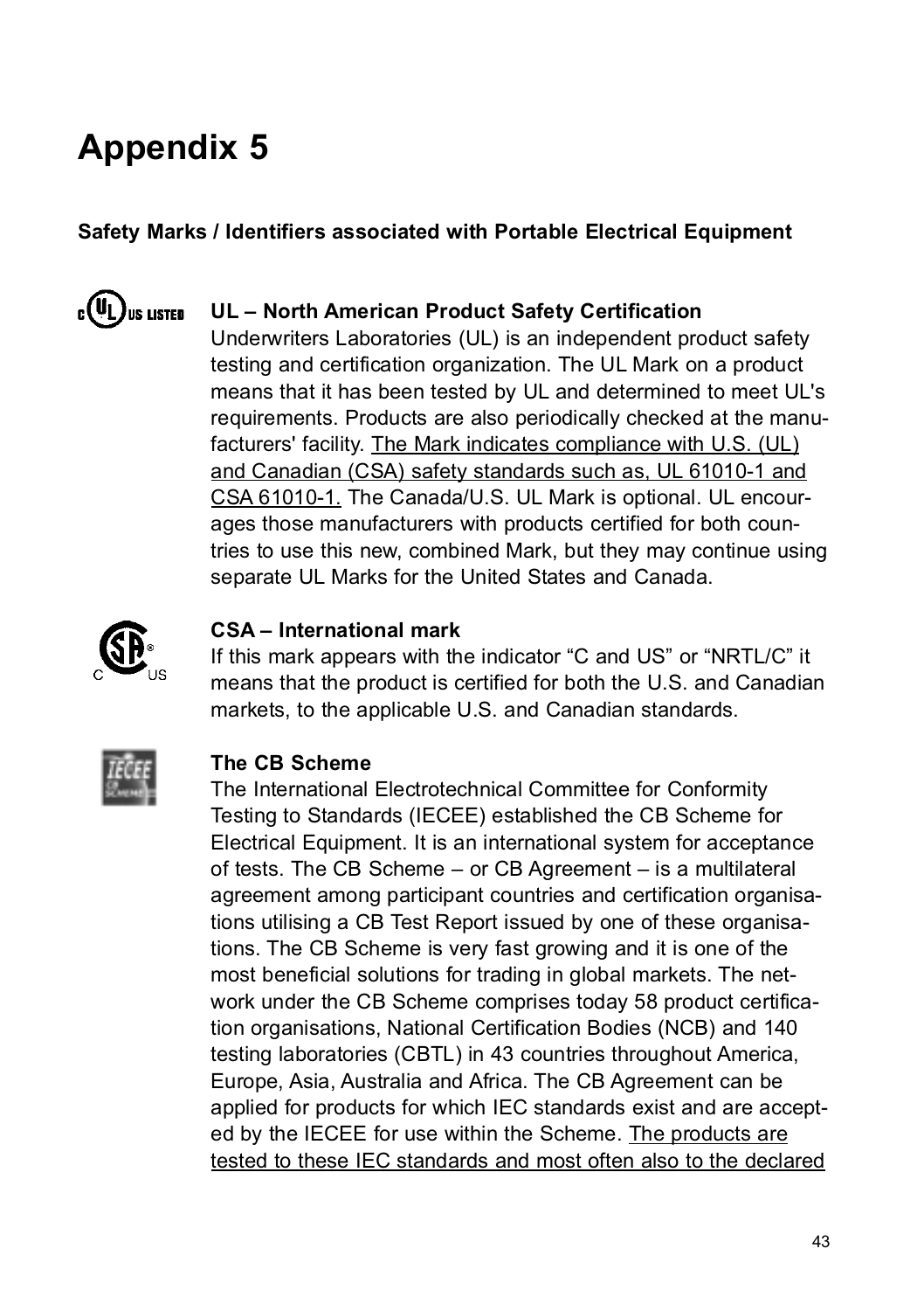# Appendix 5

**Safety Marks / Identifiers associated with Portable Electrical Equipment**

**UL – North American Product Safety Certification**
Underwriters Laboratories (UL) is an independent product safety testing and certification organization. The UL Mark on a product means that it has been tested by UL and determined to meet UL's requirements. Products are also periodically checked at the manufacturers' facility. The Mark indicates compliance with U.S. (UL) and Canadian (CSA) safety standards such as, UL 61010-1 and CSA 61010-1. The Canada/U.S. UL Mark is optional. UL encourages those manufacturers with products certified for both countries to use this new, combined Mark, but they may continue using separate UL Marks for the United States and Canada.

**CSA – International mark**
If this mark appears with the indicator "C and US" or "NRTL/C" it means that the product is certified for both the U.S. and Canadian markets, to the applicable U.S. and Canadian standards.

**The CB Scheme**
The International Electrotechnical Committee for Conformity Testing to Standards (IECEE) established the CB Scheme for Electrical Equipment. It is an international system for acceptance of tests. The CB Scheme – or CB Agreement – is a multilateral agreement among participant countries and certification organisations utilising a CB Test Report issued by one of these organisations. The CB Scheme is very fast growing and it is one of the most beneficial solutions for trading in global markets. The network under the CB Scheme comprises today 58 product certification organisations, National Certification Bodies (NCB) and 140 testing laboratories (CBTL) in 43 countries throughout America, Europe, Asia, Australia and Africa. The CB Agreement can be applied for products for which IEC standards exist and are accepted by the IECEE for use within the Scheme. The products are tested to these IEC standards and most often also to the declared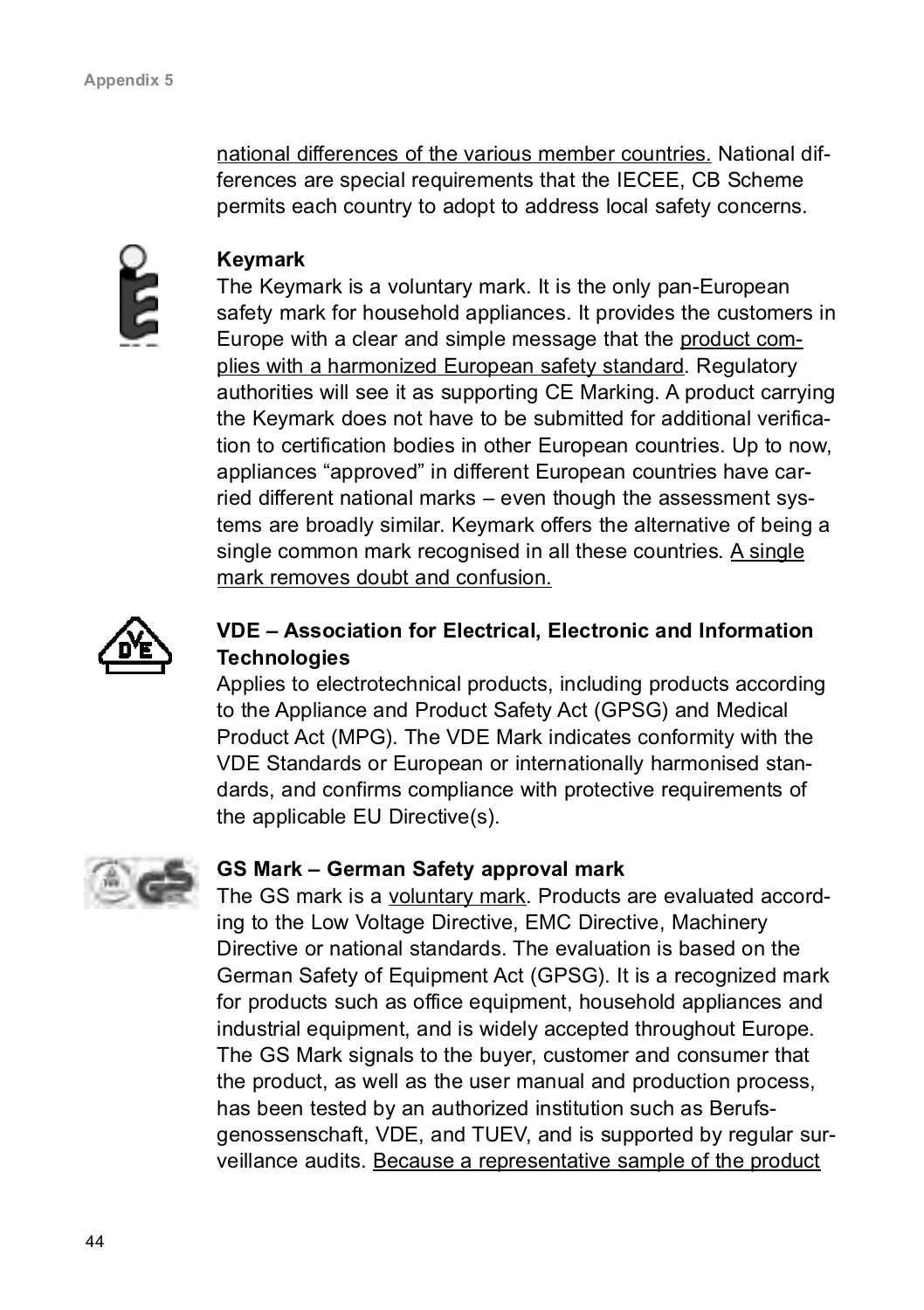national differences of the various member countries. National differences are special requirements that the IECEE, CB Scheme permits each country to adopt to address local safety concerns.

**Keymark**

The Keymark is a voluntary mark. It is the only pan-European safety mark for household appliances. It provides the customers in Europe with a clear and simple message that the product complies with a harmonized European safety standard. Regulatory authorities will see it as supporting CE Marking. A product carrying the Keymark does not have to be submitted for additional verification to certification bodies in other European countries. Up to now, appliances "approved" in different European countries have carried different national marks – even though the assessment systems are broadly similar. Keymark offers the alternative of being a single common mark recognised in all these countries. A single mark removes doubt and confusion.

**VDE – Association for Electrical, Electronic and Information Technologies**

Applies to electrotechnical products, including products according to the Appliance and Product Safety Act (GPSG) and Medical Product Act (MPG). The VDE Mark indicates conformity with the VDE Standards or European or internationally harmonised standards, and confirms compliance with protective requirements of the applicable EU Directive(s).

**GS Mark – German Safety approval mark**

The GS mark is a voluntary mark. Products are evaluated according to the Low Voltage Directive, EMC Directive, Machinery Directive or national standards. The evaluation is based on the German Safety of Equipment Act (GPSG). It is a recognized mark for products such as office equipment, household appliances and industrial equipment, and is widely accepted throughout Europe. The GS Mark signals to the buyer, customer and consumer that the product, as well as the user manual and production process, has been tested by an authorized institution such as Berufsgenossenschaft, VDE, and TUEV, and is supported by regular surveillance audits. Because a representative sample of the product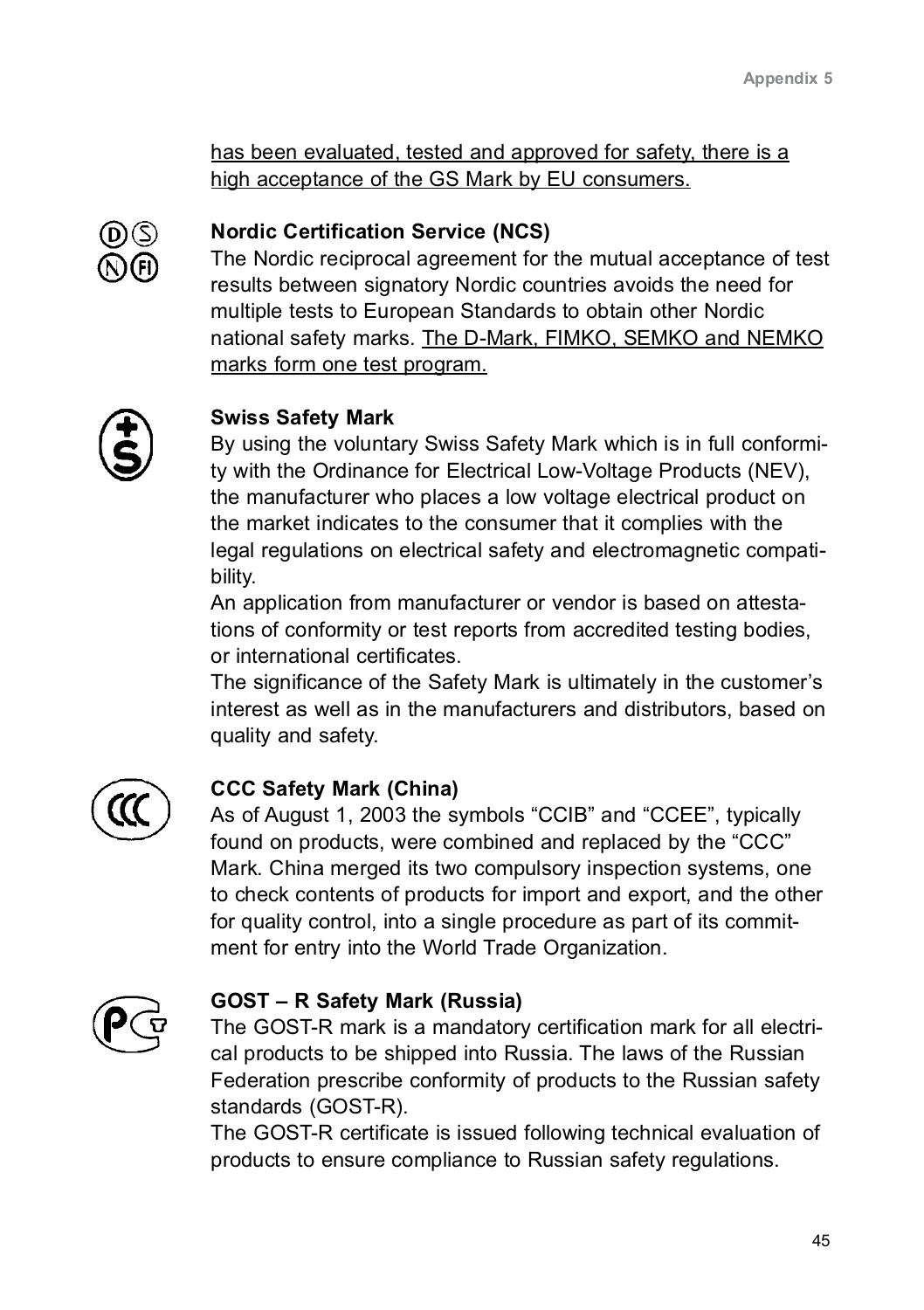has been evaluated, tested and approved for safety, there is a high acceptance of the GS Mark by EU consumers.

**Nordic Certification Service (NCS)**

The Nordic reciprocal agreement for the mutual acceptance of test results between signatory Nordic countries avoids the need for multiple tests to European Standards to obtain other Nordic national safety marks. The D-Mark, FIMKO, SEMKO and NEMKO marks form one test program.

**Swiss Safety Mark**

By using the voluntary Swiss Safety Mark which is in full conformity with the Ordinance for Electrical Low-Voltage Products (NEV), the manufacturer who places a low voltage electrical product on the market indicates to the consumer that it complies with the legal regulations on electrical safety and electromagnetic compatibility.

An application from manufacturer or vendor is based on attestations of conformity or test reports from accredited testing bodies, or international certificates.

The significance of the Safety Mark is ultimately in the customer's interest as well as in the manufacturers and distributors, based on quality and safety.

**CCC Safety Mark (China)**

As of August 1, 2003 the symbols "CCIB" and "CCEE", typically found on products, were combined and replaced by the "CCC" Mark. China merged its two compulsory inspection systems, one to check contents of products for import and export, and the other for quality control, into a single procedure as part of its commitment for entry into the World Trade Organization.

**GOST – R Safety Mark (Russia)**

The GOST-R mark is a mandatory certification mark for all electrical products to be shipped into Russia. The laws of the Russian Federation prescribe conformity of products to the Russian safety standards (GOST-R).

The GOST-R certificate is issued following technical evaluation of products to ensure compliance to Russian safety regulations.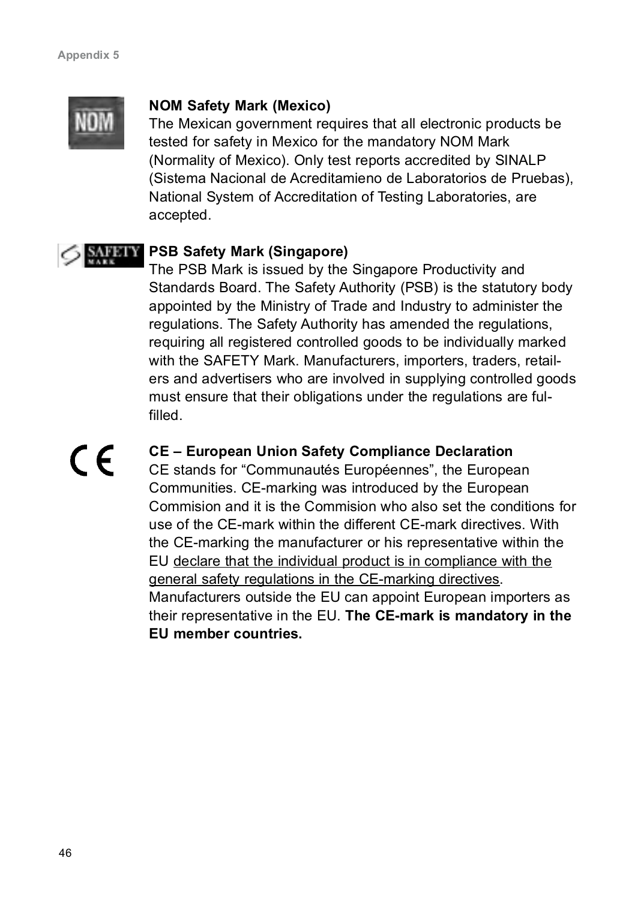### NOM Safety Mark (Mexico)

The Mexican government requires that all electronic products be tested for safety in Mexico for the mandatory NOM Mark (Normality of Mexico). Only test reports accredited by SINALP (Sistema Nacional de Acreditamieno de Laboratorios de Pruebas), National System of Accreditation of Testing Laboratories, are accepted.

### PSB Safety Mark (Singapore)

The PSB Mark is issued by the Singapore Productivity and Standards Board. The Safety Authority (PSB) is the statutory body appointed by the Ministry of Trade and Industry to administer the regulations. The Safety Authority has amended the regulations, requiring all registered controlled goods to be individually marked with the SAFETY Mark. Manufacturers, importers, traders, retailers and advertisers who are involved in supplying controlled goods must ensure that their obligations under the regulations are fulfilled.

### CE – European Union Safety Compliance Declaration

CE stands for “Communautés Européennes”, the European Communities. CE-marking was introduced by the European Commision and it is the Commision who also set the conditions for use of the CE-mark within the different CE-mark directives. With the CE-marking the manufacturer or his representative within the EU declare that the individual product is in compliance with the general safety regulations in the CE-marking directives. Manufacturers outside the EU can appoint European importers as their representative in the EU. **The CE-mark is mandatory in the EU member countries.**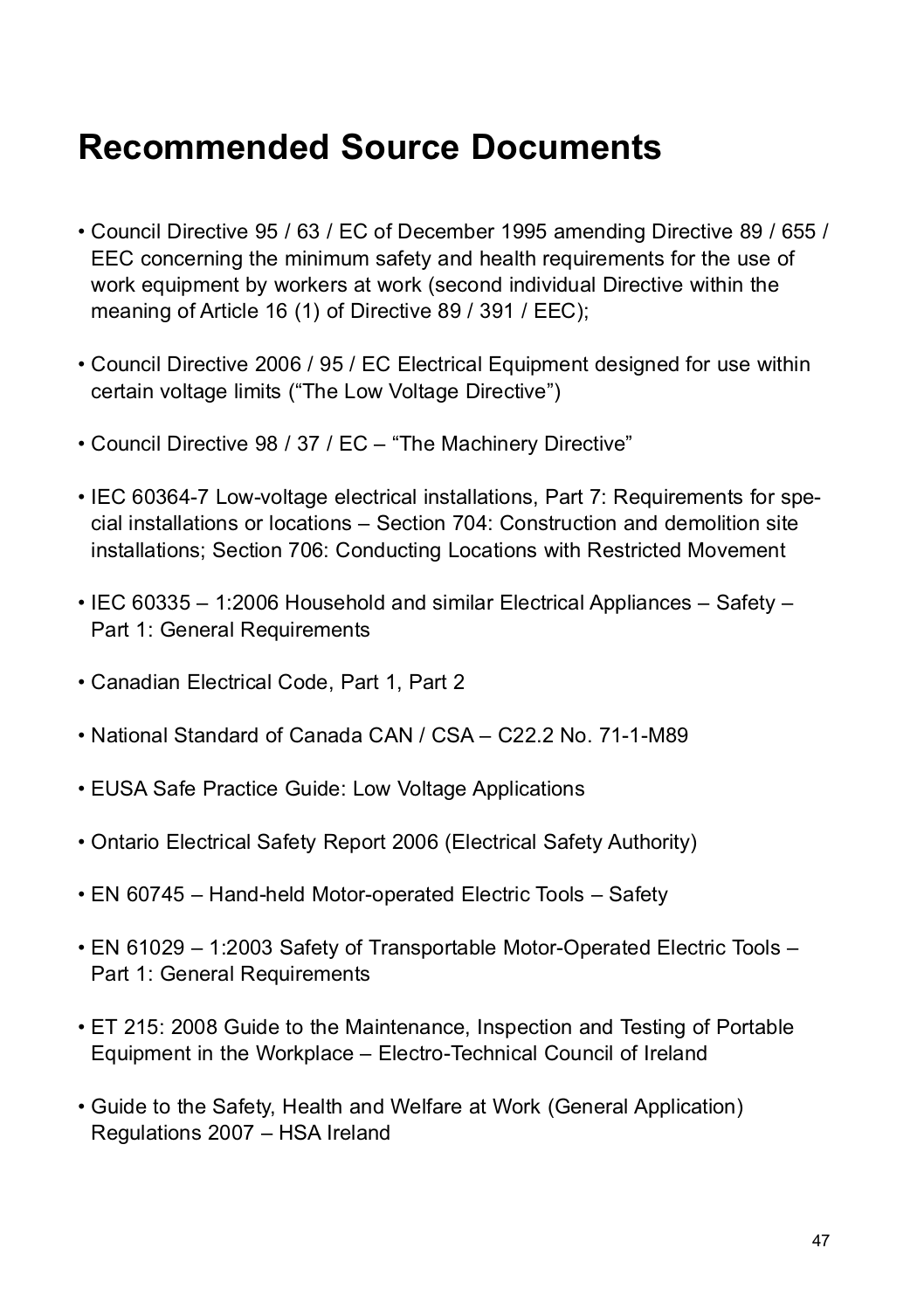# Recommended Source Documents

- Council Directive 95 / 63 / EC of December 1995 amending Directive 89 / 655 / EEC concerning the minimum safety and health requirements for the use of work equipment by workers at work (second individual Directive within the meaning of Article 16 (1) of Directive 89 / 391 / EEC);
- Council Directive 2006 / 95 / EC Electrical Equipment designed for use within certain voltage limits ("The Low Voltage Directive")
- Council Directive 98 / 37 / EC – "The Machinery Directive"
- IEC 60364-7 Low-voltage electrical installations, Part 7: Requirements for special installations or locations – Section 704: Construction and demolition site installations; Section 706: Conducting Locations with Restricted Movement
- IEC 60335 – 1:2006 Household and similar Electrical Appliances – Safety – Part 1: General Requirements
- Canadian Electrical Code, Part 1, Part 2
- National Standard of Canada CAN / CSA – C22.2 No. 71-1-M89
- EUSA Safe Practice Guide: Low Voltage Applications
- Ontario Electrical Safety Report 2006 (Electrical Safety Authority)
- EN 60745 – Hand-held Motor-operated Electric Tools – Safety
- EN 61029 – 1:2003 Safety of Transportable Motor-Operated Electric Tools – Part 1: General Requirements
- ET 215: 2008 Guide to the Maintenance, Inspection and Testing of Portable Equipment in the Workplace – Electro-Technical Council of Ireland
- Guide to the Safety, Health and Welfare at Work (General Application) Regulations 2007 – HSA Ireland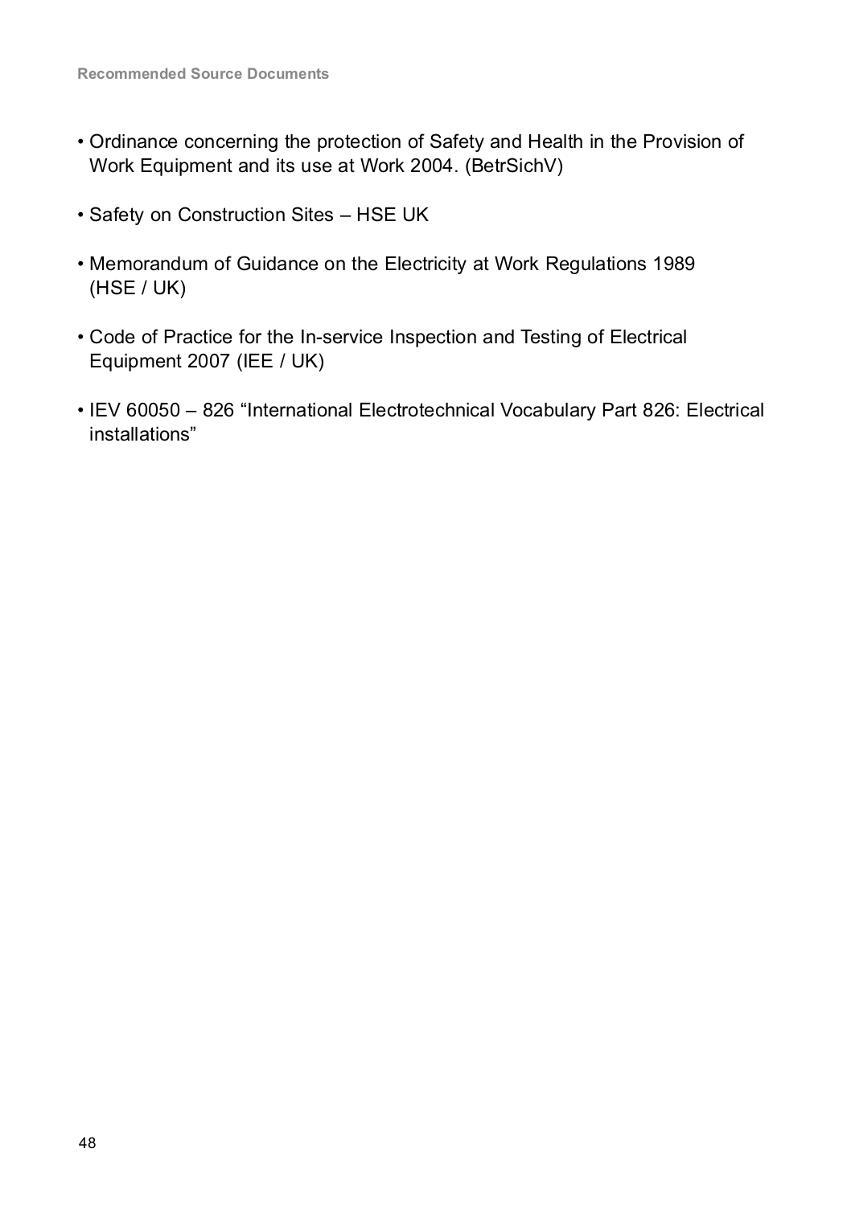- Ordinance concerning the protection of Safety and Health in the Provision of Work Equipment and its use at Work 2004. (BetrSichV)
- Safety on Construction Sites – HSE UK
- Memorandum of Guidance on the Electricity at Work Regulations 1989 (HSE / UK)
- Code of Practice for the In-service Inspection and Testing of Electrical Equipment 2007 (IEE / UK)
- IEV 60050 – 826 “International Electrotechnical Vocabulary Part 826: Electrical installations”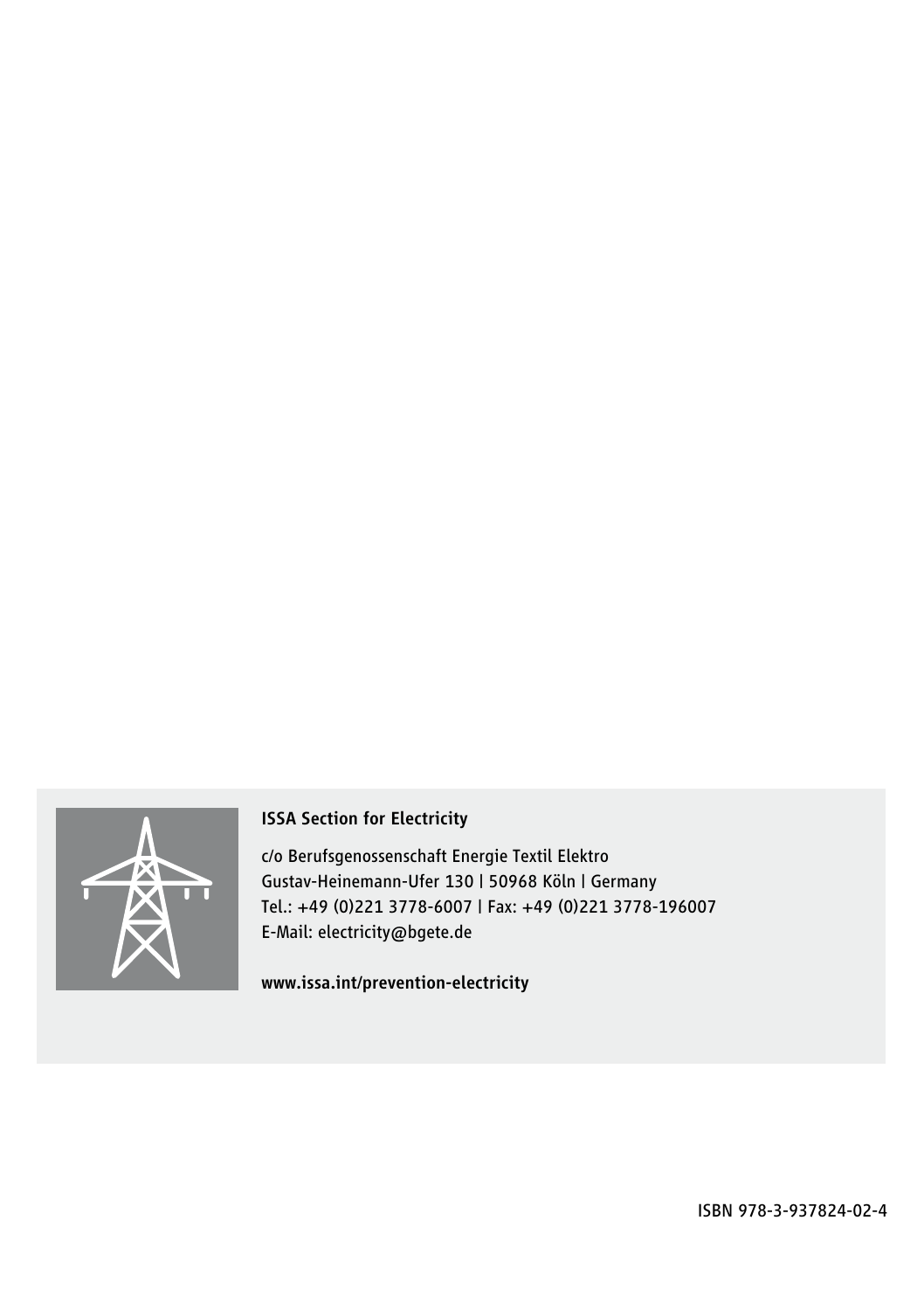**ISSA Section for Electricity**

c/o Berufsgenossenschaft Energie Textil Elektro
Gustav-Heinemann-Ufer 130 | 50968 Köln | Germany
Tel.: +49 (0)221 3778-6007 | Fax: +49 (0)221 3778-196007
E-Mail: electricity@bgete.de

**www.issa.int/prevention-electricity**

ISBN 978-3-937824-02-4